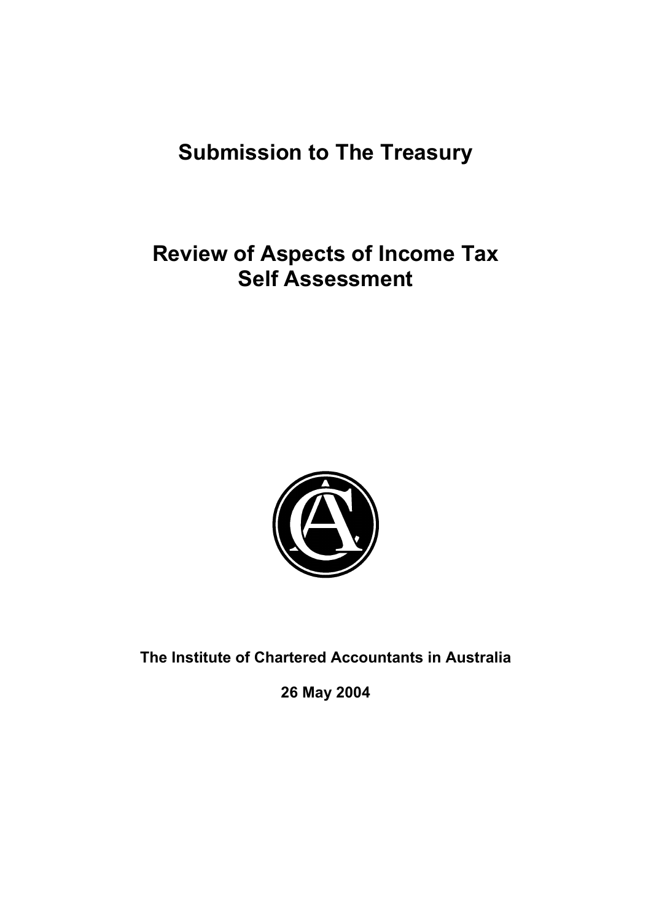# Submission to The Treasury

# Review of Aspects of Income Tax Self Assessment

**The Institute of Chartered Accountants in Australia**

**26 May 2004**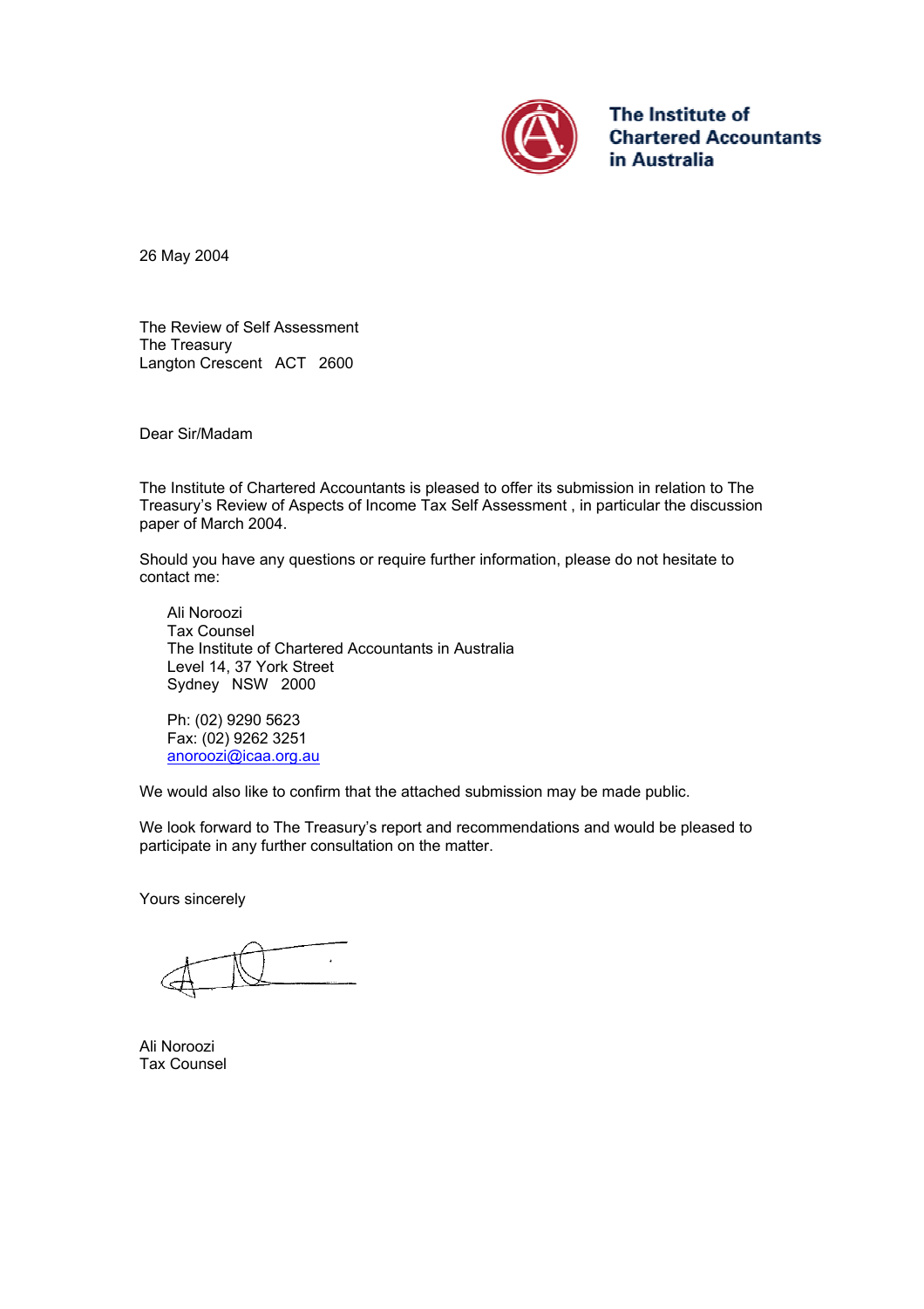The Institute of Chartered Accountants in Australia

26 May 2004

The Review of Self Assessment
The Treasury
Langton Crescent ACT 2600

Dear Sir/Madam

The Institute of Chartered Accountants is pleased to offer its submission in relation to The Treasury's Review of Aspects of Income Tax Self Assessment , in particular the discussion paper of March 2004.

Should you have any questions or require further information, please do not hesitate to contact me:

> Ali Noroozi
> Tax Counsel
> The Institute of Chartered Accountants in Australia
> Level 14, 37 York Street
> Sydney NSW 2000
>
> Ph: (02) 9290 5623
> Fax: (02) 9262 3251
> anoroozi@icaa.org.au

We would also like to confirm that the attached submission may be made public.

We look forward to The Treasury's report and recommendations and would be pleased to participate in any further consultation on the matter.

Yours sincerely

Ali Noroozi
Tax Counsel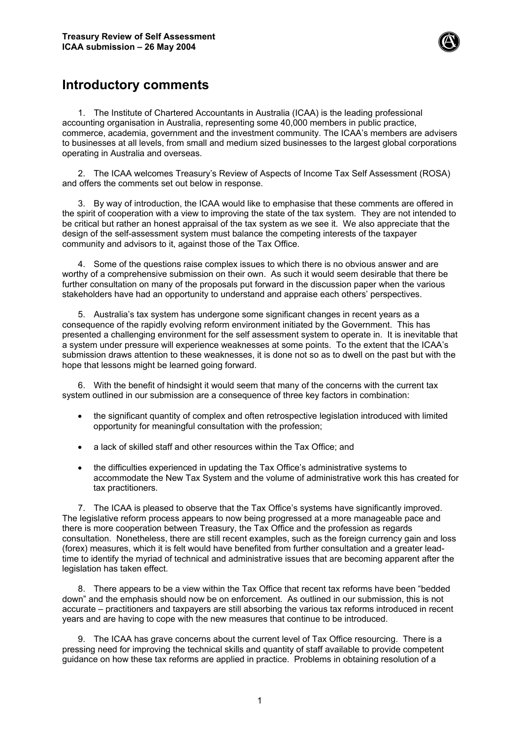# Introductory comments

1. The Institute of Chartered Accountants in Australia (ICAA) is the leading professional accounting organisation in Australia, representing some 40,000 members in public practice, commerce, academia, government and the investment community. The ICAA's members are advisers to businesses at all levels, from small and medium sized businesses to the largest global corporations operating in Australia and overseas.

2. The ICAA welcomes Treasury's Review of Aspects of Income Tax Self Assessment (ROSA) and offers the comments set out below in response.

3. By way of introduction, the ICAA would like to emphasise that these comments are offered in the spirit of cooperation with a view to improving the state of the tax system. They are not intended to be critical but rather an honest appraisal of the tax system as we see it. We also appreciate that the design of the self-assessment system must balance the competing interests of the taxpayer community and advisors to it, against those of the Tax Office.

4. Some of the questions raise complex issues to which there is no obvious answer and are worthy of a comprehensive submission on their own. As such it would seem desirable that there be further consultation on many of the proposals put forward in the discussion paper when the various stakeholders have had an opportunity to understand and appraise each others' perspectives.

5. Australia's tax system has undergone some significant changes in recent years as a consequence of the rapidly evolving reform environment initiated by the Government. This has presented a challenging environment for the self assessment system to operate in. It is inevitable that a system under pressure will experience weaknesses at some points. To the extent that the ICAA's submission draws attention to these weaknesses, it is done not so as to dwell on the past but with the hope that lessons might be learned going forward.

6. With the benefit of hindsight it would seem that many of the concerns with the current tax system outlined in our submission are a consequence of three key factors in combination:

- the significant quantity of complex and often retrospective legislation introduced with limited opportunity for meaningful consultation with the profession;
- a lack of skilled staff and other resources within the Tax Office; and
- the difficulties experienced in updating the Tax Office's administrative systems to accommodate the New Tax System and the volume of administrative work this has created for tax practitioners.

7. The ICAA is pleased to observe that the Tax Office's systems have significantly improved. The legislative reform process appears to now being progressed at a more manageable pace and there is more cooperation between Treasury, the Tax Office and the profession as regards consultation. Nonetheless, there are still recent examples, such as the foreign currency gain and loss (forex) measures, which it is felt would have benefited from further consultation and a greater lead-time to identify the myriad of technical and administrative issues that are becoming apparent after the legislation has taken effect.

8. There appears to be a view within the Tax Office that recent tax reforms have been "bedded down" and the emphasis should now be on enforcement. As outlined in our submission, this is not accurate – practitioners and taxpayers are still absorbing the various tax reforms introduced in recent years and are having to cope with the new measures that continue to be introduced.

9. The ICAA has grave concerns about the current level of Tax Office resourcing. There is a pressing need for improving the technical skills and quantity of staff available to provide competent guidance on how these tax reforms are applied in practice. Problems in obtaining resolution of a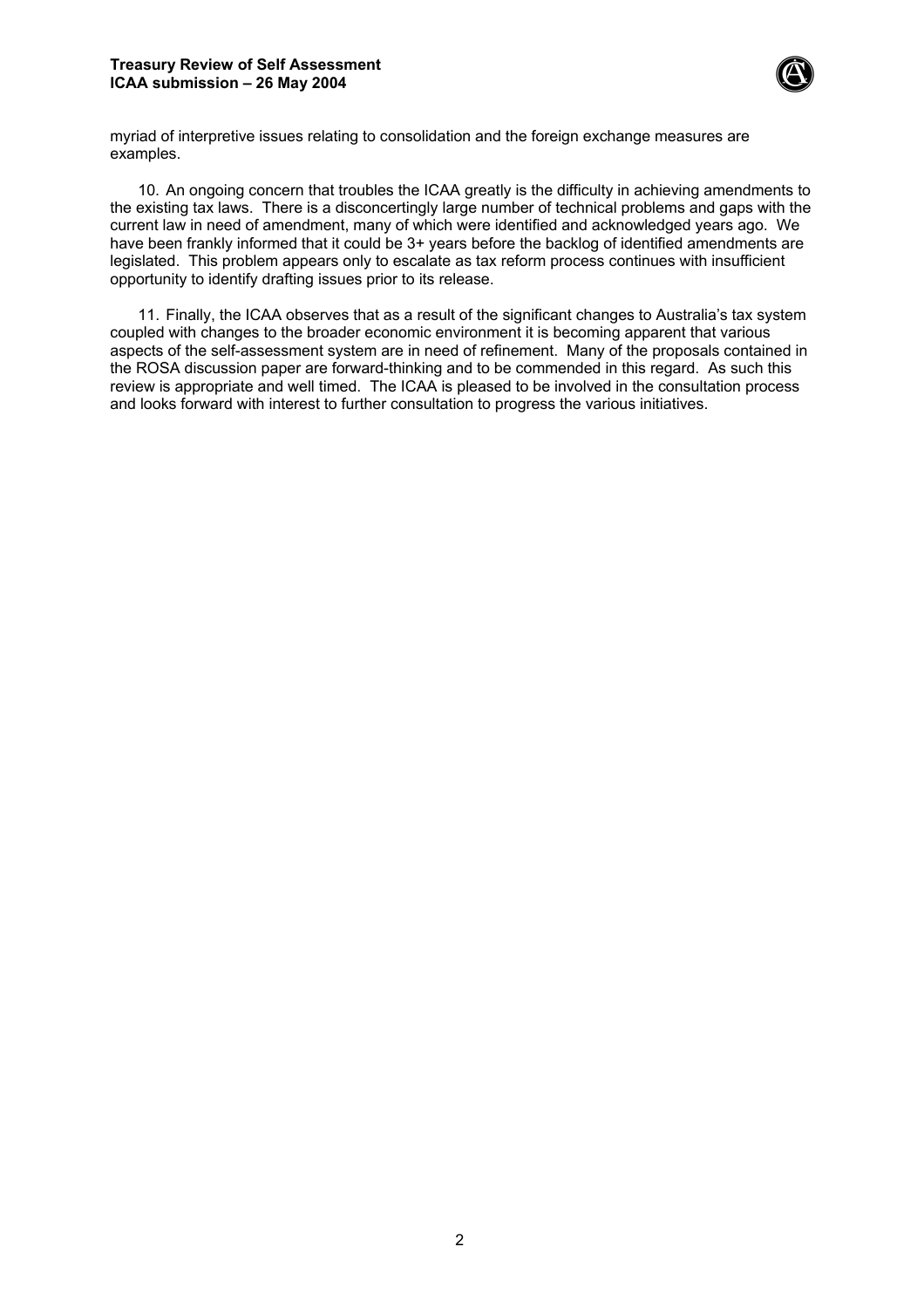myriad of interpretive issues relating to consolidation and the foreign exchange measures are examples.

10. An ongoing concern that troubles the ICAA greatly is the difficulty in achieving amendments to the existing tax laws. There is a disconcertingly large number of technical problems and gaps with the current law in need of amendment, many of which were identified and acknowledged years ago. We have been frankly informed that it could be 3+ years before the backlog of identified amendments are legislated. This problem appears only to escalate as tax reform process continues with insufficient opportunity to identify drafting issues prior to its release.

11. Finally, the ICAA observes that as a result of the significant changes to Australia's tax system coupled with changes to the broader economic environment it is becoming apparent that various aspects of the self-assessment system are in need of refinement. Many of the proposals contained in the ROSA discussion paper are forward-thinking and to be commended in this regard. As such this review is appropriate and well timed. The ICAA is pleased to be involved in the consultation process and looks forward with interest to further consultation to progress the various initiatives.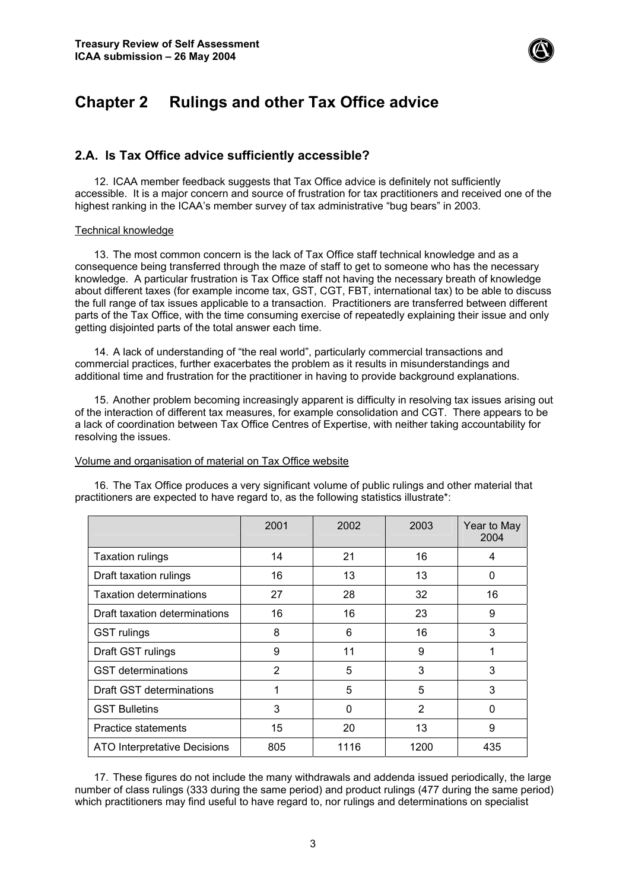# Chapter 2 Rulings and other Tax Office advice

## 2.A. Is Tax Office advice sufficiently accessible?

12. ICAA member feedback suggests that Tax Office advice is definitely not sufficiently accessible. It is a major concern and source of frustration for tax practitioners and received one of the highest ranking in the ICAA's member survey of tax administrative "bug bears" in 2003.

Technical knowledge

13. The most common concern is the lack of Tax Office staff technical knowledge and as a consequence being transferred through the maze of staff to get to someone who has the necessary knowledge. A particular frustration is Tax Office staff not having the necessary breath of knowledge about different taxes (for example income tax, GST, CGT, FBT, international tax) to be able to discuss the full range of tax issues applicable to a transaction. Practitioners are transferred between different parts of the Tax Office, with the time consuming exercise of repeatedly explaining their issue and only getting disjointed parts of the total answer each time.

14. A lack of understanding of "the real world", particularly commercial transactions and commercial practices, further exacerbates the problem as it results in misunderstandings and additional time and frustration for the practitioner in having to provide background explanations.

15. Another problem becoming increasingly apparent is difficulty in resolving tax issues arising out of the interaction of different tax measures, for example consolidation and CGT. There appears to be a lack of coordination between Tax Office Centres of Expertise, with neither taking accountability for resolving the issues.

Volume and organisation of material on Tax Office website

16. The Tax Office produces a very significant volume of public rulings and other material that practitioners are expected to have regard to, as the following statistics illustrate*:

| | 2001 | 2002 | 2003 | Year to May 2004 |
|---|---|---|---|---|
| Taxation rulings | 14 | 21 | 16 | 4 |
| Draft taxation rulings | 16 | 13 | 13 | 0 |
| Taxation determinations | 27 | 28 | 32 | 16 |
| Draft taxation determinations | 16 | 16 | 23 | 9 |
| GST rulings | 8 | 6 | 16 | 3 |
| Draft GST rulings | 9 | 11 | 9 | 1 |
| GST determinations | 2 | 5 | 3 | 3 |
| Draft GST determinations | 1 | 5 | 5 | 3 |
| GST Bulletins | 3 | 0 | 2 | 0 |
| Practice statements | 15 | 20 | 13 | 9 |
| ATO Interpretative Decisions | 805 | 1116 | 1200 | 435 |

17. These figures do not include the many withdrawals and addenda issued periodically, the large number of class rulings (333 during the same period) and product rulings (477 during the same period) which practitioners may find useful to have regard to, nor rulings and determinations on specialist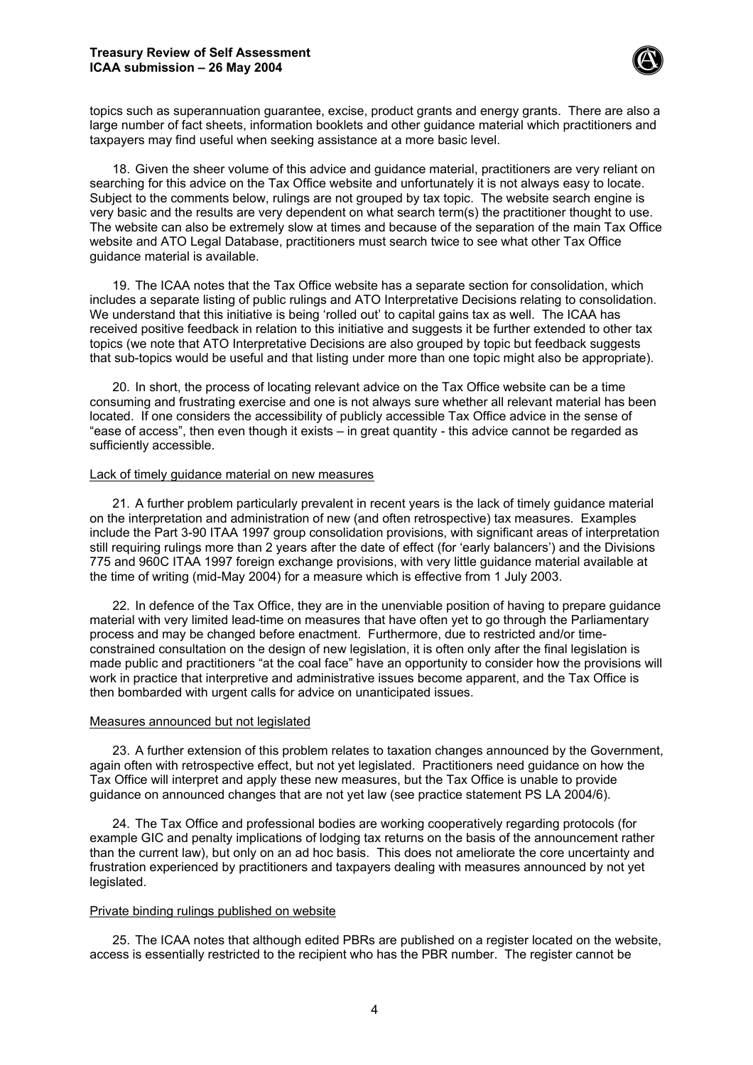topics such as superannuation guarantee, excise, product grants and energy grants. There are also a large number of fact sheets, information booklets and other guidance material which practitioners and taxpayers may find useful when seeking assistance at a more basic level.

18. Given the sheer volume of this advice and guidance material, practitioners are very reliant on searching for this advice on the Tax Office website and unfortunately it is not always easy to locate. Subject to the comments below, rulings are not grouped by tax topic. The website search engine is very basic and the results are very dependent on what search term(s) the practitioner thought to use. The website can also be extremely slow at times and because of the separation of the main Tax Office website and ATO Legal Database, practitioners must search twice to see what other Tax Office guidance material is available.

19. The ICAA notes that the Tax Office website has a separate section for consolidation, which includes a separate listing of public rulings and ATO Interpretative Decisions relating to consolidation. We understand that this initiative is being 'rolled out' to capital gains tax as well. The ICAA has received positive feedback in relation to this initiative and suggests it be further extended to other tax topics (we note that ATO Interpretative Decisions are also grouped by topic but feedback suggests that sub-topics would be useful and that listing under more than one topic might also be appropriate).

20. In short, the process of locating relevant advice on the Tax Office website can be a time consuming and frustrating exercise and one is not always sure whether all relevant material has been located. If one considers the accessibility of publicly accessible Tax Office advice in the sense of "ease of access", then even though it exists – in great quantity - this advice cannot be regarded as sufficiently accessible.

<u>Lack of timely guidance material on new measures</u>

21. A further problem particularly prevalent in recent years is the lack of timely guidance material on the interpretation and administration of new (and often retrospective) tax measures. Examples include the Part 3-90 ITAA 1997 group consolidation provisions, with significant areas of interpretation still requiring rulings more than 2 years after the date of effect (for 'early balancers') and the Divisions 775 and 960C ITAA 1997 foreign exchange provisions, with very little guidance material available at the time of writing (mid-May 2004) for a measure which is effective from 1 July 2003.

22. In defence of the Tax Office, they are in the unenviable position of having to prepare guidance material with very limited lead-time on measures that have often yet to go through the Parliamentary process and may be changed before enactment. Furthermore, due to restricted and/or time-constrained consultation on the design of new legislation, it is often only after the final legislation is made public and practitioners "at the coal face" have an opportunity to consider how the provisions will work in practice that interpretive and administrative issues become apparent, and the Tax Office is then bombarded with urgent calls for advice on unanticipated issues.

<u>Measures announced but not legislated</u>

23. A further extension of this problem relates to taxation changes announced by the Government, again often with retrospective effect, but not yet legislated. Practitioners need guidance on how the Tax Office will interpret and apply these new measures, but the Tax Office is unable to provide guidance on announced changes that are not yet law (see practice statement PS LA 2004/6).

24. The Tax Office and professional bodies are working cooperatively regarding protocols (for example GIC and penalty implications of lodging tax returns on the basis of the announcement rather than the current law), but only on an ad hoc basis. This does not ameliorate the core uncertainty and frustration experienced by practitioners and taxpayers dealing with measures announced by not yet legislated.

<u>Private binding rulings published on website</u>

25. The ICAA notes that although edited PBRs are published on a register located on the website, access is essentially restricted to the recipient who has the PBR number. The register cannot be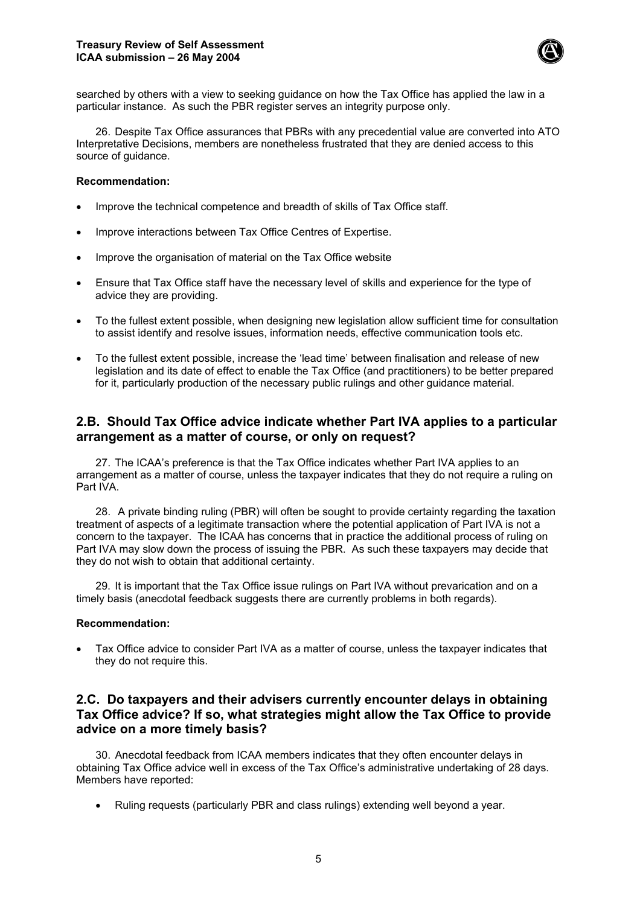searched by others with a view to seeking guidance on how the Tax Office has applied the law in a particular instance. As such the PBR register serves an integrity purpose only.

26. Despite Tax Office assurances that PBRs with any precedential value are converted into ATO Interpretative Decisions, members are nonetheless frustrated that they are denied access to this source of guidance.

**Recommendation:**

- Improve the technical competence and breadth of skills of Tax Office staff.
- Improve interactions between Tax Office Centres of Expertise.
- Improve the organisation of material on the Tax Office website
- Ensure that Tax Office staff have the necessary level of skills and experience for the type of advice they are providing.
- To the fullest extent possible, when designing new legislation allow sufficient time for consultation to assist identify and resolve issues, information needs, effective communication tools etc.
- To the fullest extent possible, increase the 'lead time' between finalisation and release of new legislation and its date of effect to enable the Tax Office (and practitioners) to be better prepared for it, particularly production of the necessary public rulings and other guidance material.

## 2.B. Should Tax Office advice indicate whether Part IVA applies to a particular arrangement as a matter of course, or only on request?

27. The ICAA's preference is that the Tax Office indicates whether Part IVA applies to an arrangement as a matter of course, unless the taxpayer indicates that they do not require a ruling on Part IVA.

28. A private binding ruling (PBR) will often be sought to provide certainty regarding the taxation treatment of aspects of a legitimate transaction where the potential application of Part IVA is not a concern to the taxpayer. The ICAA has concerns that in practice the additional process of ruling on Part IVA may slow down the process of issuing the PBR. As such these taxpayers may decide that they do not wish to obtain that additional certainty.

29. It is important that the Tax Office issue rulings on Part IVA without prevarication and on a timely basis (anecdotal feedback suggests there are currently problems in both regards).

**Recommendation:**

- Tax Office advice to consider Part IVA as a matter of course, unless the taxpayer indicates that they do not require this.

## 2.C. Do taxpayers and their advisers currently encounter delays in obtaining Tax Office advice? If so, what strategies might allow the Tax Office to provide advice on a more timely basis?

30. Anecdotal feedback from ICAA members indicates that they often encounter delays in obtaining Tax Office advice well in excess of the Tax Office's administrative undertaking of 28 days. Members have reported:

- Ruling requests (particularly PBR and class rulings) extending well beyond a year.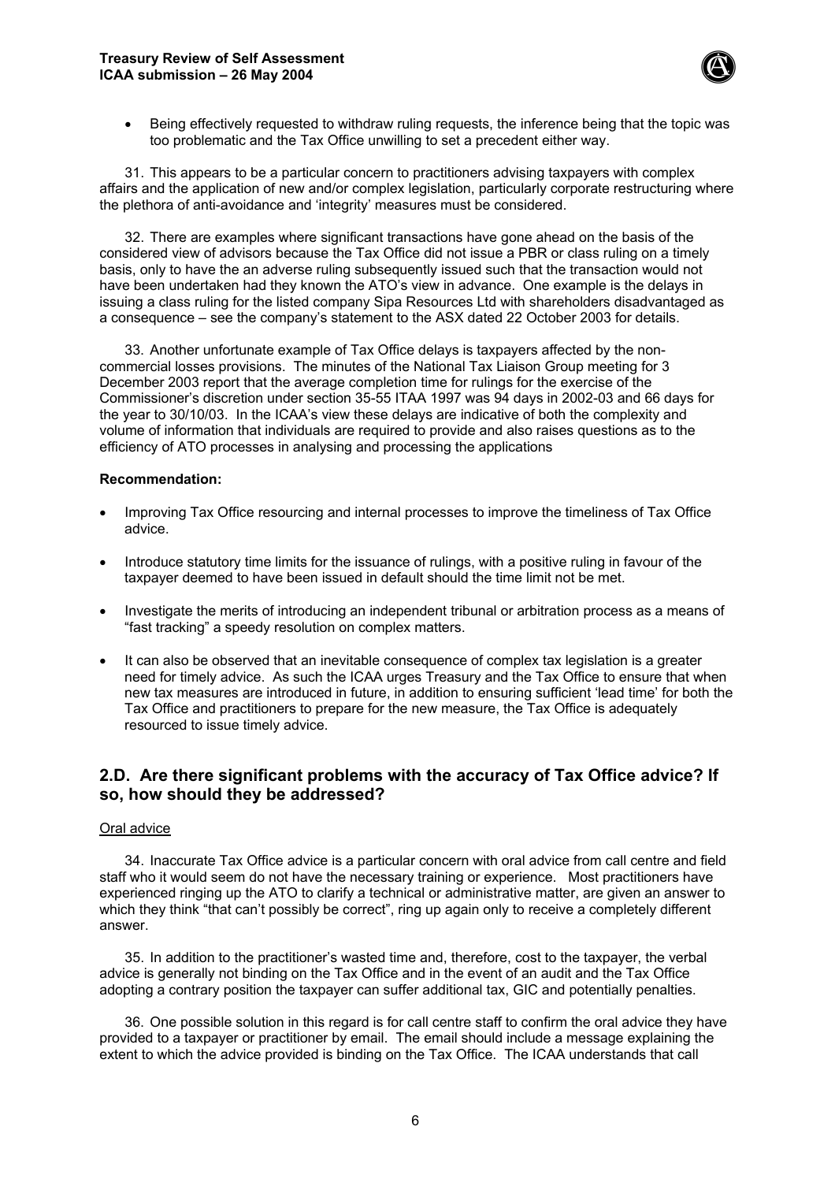- Being effectively requested to withdraw ruling requests, the inference being that the topic was too problematic and the Tax Office unwilling to set a precedent either way.

31. This appears to be a particular concern to practitioners advising taxpayers with complex affairs and the application of new and/or complex legislation, particularly corporate restructuring where the plethora of anti-avoidance and 'integrity' measures must be considered.

32. There are examples where significant transactions have gone ahead on the basis of the considered view of advisors because the Tax Office did not issue a PBR or class ruling on a timely basis, only to have the an adverse ruling subsequently issued such that the transaction would not have been undertaken had they known the ATO's view in advance. One example is the delays in issuing a class ruling for the listed company Sipa Resources Ltd with shareholders disadvantaged as a consequence – see the company's statement to the ASX dated 22 October 2003 for details.

33. Another unfortunate example of Tax Office delays is taxpayers affected by the non-commercial losses provisions. The minutes of the National Tax Liaison Group meeting for 3 December 2003 report that the average completion time for rulings for the exercise of the Commissioner's discretion under section 35-55 ITAA 1997 was 94 days in 2002-03 and 66 days for the year to 30/10/03. In the ICAA's view these delays are indicative of both the complexity and volume of information that individuals are required to provide and also raises questions as to the efficiency of ATO processes in analysing and processing the applications

**Recommendation:**

- Improving Tax Office resourcing and internal processes to improve the timeliness of Tax Office advice.
- Introduce statutory time limits for the issuance of rulings, with a positive ruling in favour of the taxpayer deemed to have been issued in default should the time limit not be met.
- Investigate the merits of introducing an independent tribunal or arbitration process as a means of "fast tracking" a speedy resolution on complex matters.
- It can also be observed that an inevitable consequence of complex tax legislation is a greater need for timely advice. As such the ICAA urges Treasury and the Tax Office to ensure that when new tax measures are introduced in future, in addition to ensuring sufficient 'lead time' for both the Tax Office and practitioners to prepare for the new measure, the Tax Office is adequately resourced to issue timely advice.

## 2.D. Are there significant problems with the accuracy of Tax Office advice? If so, how should they be addressed?

Oral advice

34. Inaccurate Tax Office advice is a particular concern with oral advice from call centre and field staff who it would seem do not have the necessary training or experience. Most practitioners have experienced ringing up the ATO to clarify a technical or administrative matter, are given an answer to which they think "that can't possibly be correct", ring up again only to receive a completely different answer.

35. In addition to the practitioner's wasted time and, therefore, cost to the taxpayer, the verbal advice is generally not binding on the Tax Office and in the event of an audit and the Tax Office adopting a contrary position the taxpayer can suffer additional tax, GIC and potentially penalties.

36. One possible solution in this regard is for call centre staff to confirm the oral advice they have provided to a taxpayer or practitioner by email. The email should include a message explaining the extent to which the advice provided is binding on the Tax Office. The ICAA understands that call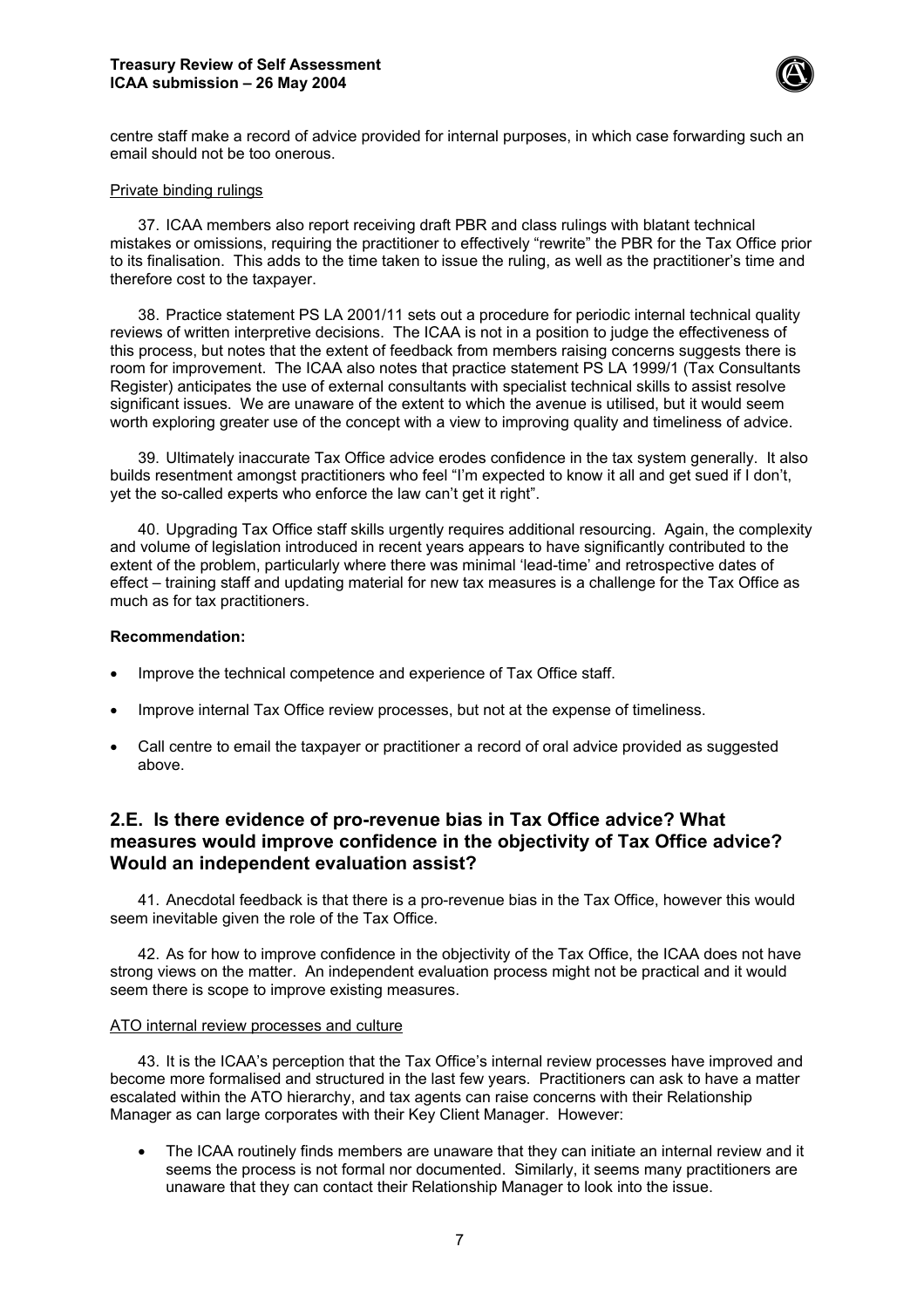centre staff make a record of advice provided for internal purposes, in which case forwarding such an email should not be too onerous.

Private binding rulings

37. ICAA members also report receiving draft PBR and class rulings with blatant technical mistakes or omissions, requiring the practitioner to effectively "rewrite" the PBR for the Tax Office prior to its finalisation. This adds to the time taken to issue the ruling, as well as the practitioner's time and therefore cost to the taxpayer.

38. Practice statement PS LA 2001/11 sets out a procedure for periodic internal technical quality reviews of written interpretive decisions. The ICAA is not in a position to judge the effectiveness of this process, but notes that the extent of feedback from members raising concerns suggests there is room for improvement. The ICAA also notes that practice statement PS LA 1999/1 (Tax Consultants Register) anticipates the use of external consultants with specialist technical skills to assist resolve significant issues. We are unaware of the extent to which the avenue is utilised, but it would seem worth exploring greater use of the concept with a view to improving quality and timeliness of advice.

39. Ultimately inaccurate Tax Office advice erodes confidence in the tax system generally. It also builds resentment amongst practitioners who feel "I'm expected to know it all and get sued if I don't, yet the so-called experts who enforce the law can't get it right".

40. Upgrading Tax Office staff skills urgently requires additional resourcing. Again, the complexity and volume of legislation introduced in recent years appears to have significantly contributed to the extent of the problem, particularly where there was minimal 'lead-time' and retrospective dates of effect – training staff and updating material for new tax measures is a challenge for the Tax Office as much as for tax practitioners.

**Recommendation:**

- Improve the technical competence and experience of Tax Office staff.
- Improve internal Tax Office review processes, but not at the expense of timeliness.
- Call centre to email the taxpayer or practitioner a record of oral advice provided as suggested above.

## 2.E. Is there evidence of pro-revenue bias in Tax Office advice? What measures would improve confidence in the objectivity of Tax Office advice? Would an independent evaluation assist?

41. Anecdotal feedback is that there is a pro-revenue bias in the Tax Office, however this would seem inevitable given the role of the Tax Office.

42. As for how to improve confidence in the objectivity of the Tax Office, the ICAA does not have strong views on the matter. An independent evaluation process might not be practical and it would seem there is scope to improve existing measures.

ATO internal review processes and culture

43. It is the ICAA's perception that the Tax Office's internal review processes have improved and become more formalised and structured in the last few years. Practitioners can ask to have a matter escalated within the ATO hierarchy, and tax agents can raise concerns with their Relationship Manager as can large corporates with their Key Client Manager. However:

- The ICAA routinely finds members are unaware that they can initiate an internal review and it seems the process is not formal nor documented. Similarly, it seems many practitioners are unaware that they can contact their Relationship Manager to look into the issue.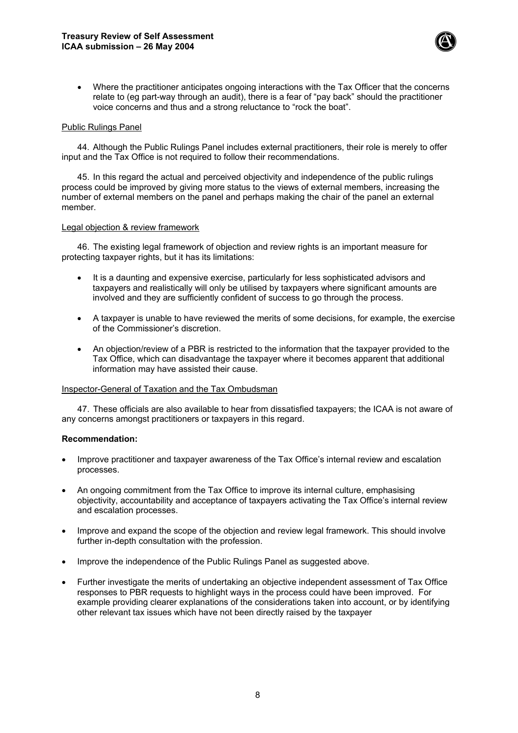- Where the practitioner anticipates ongoing interactions with the Tax Officer that the concerns relate to (eg part-way through an audit), there is a fear of "pay back" should the practitioner voice concerns and thus and a strong reluctance to "rock the boat".

Public Rulings Panel

44. Although the Public Rulings Panel includes external practitioners, their role is merely to offer input and the Tax Office is not required to follow their recommendations.

45. In this regard the actual and perceived objectivity and independence of the public rulings process could be improved by giving more status to the views of external members, increasing the number of external members on the panel and perhaps making the chair of the panel an external member.

Legal objection & review framework

46. The existing legal framework of objection and review rights is an important measure for protecting taxpayer rights, but it has its limitations:

- It is a daunting and expensive exercise, particularly for less sophisticated advisors and taxpayers and realistically will only be utilised by taxpayers where significant amounts are involved and they are sufficiently confident of success to go through the process.
- A taxpayer is unable to have reviewed the merits of some decisions, for example, the exercise of the Commissioner's discretion.
- An objection/review of a PBR is restricted to the information that the taxpayer provided to the Tax Office, which can disadvantage the taxpayer where it becomes apparent that additional information may have assisted their cause.

Inspector-General of Taxation and the Tax Ombudsman

47. These officials are also available to hear from dissatisfied taxpayers; the ICAA is not aware of any concerns amongst practitioners or taxpayers in this regard.

**Recommendation:**

- Improve practitioner and taxpayer awareness of the Tax Office's internal review and escalation processes.
- An ongoing commitment from the Tax Office to improve its internal culture, emphasising objectivity, accountability and acceptance of taxpayers activating the Tax Office's internal review and escalation processes.
- Improve and expand the scope of the objection and review legal framework. This should involve further in-depth consultation with the profession.
- Improve the independence of the Public Rulings Panel as suggested above.
- Further investigate the merits of undertaking an objective independent assessment of Tax Office responses to PBR requests to highlight ways in the process could have been improved. For example providing clearer explanations of the considerations taken into account, or by identifying other relevant tax issues which have not been directly raised by the taxpayer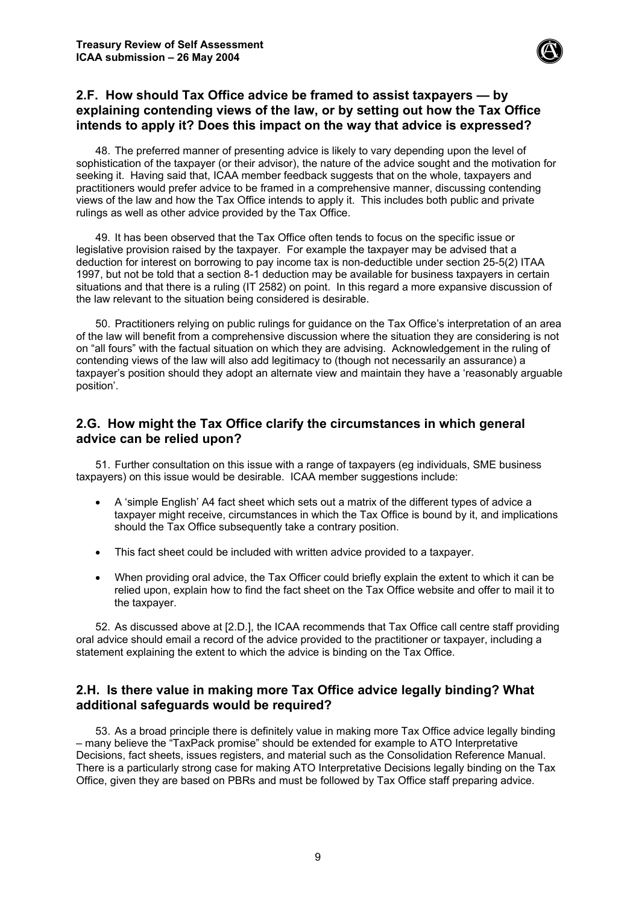## 2.F. How should Tax Office advice be framed to assist taxpayers — by explaining contending views of the law, or by setting out how the Tax Office intends to apply it? Does this impact on the way that advice is expressed?

48. The preferred manner of presenting advice is likely to vary depending upon the level of sophistication of the taxpayer (or their advisor), the nature of the advice sought and the motivation for seeking it. Having said that, ICAA member feedback suggests that on the whole, taxpayers and practitioners would prefer advice to be framed in a comprehensive manner, discussing contending views of the law and how the Tax Office intends to apply it. This includes both public and private rulings as well as other advice provided by the Tax Office.

49. It has been observed that the Tax Office often tends to focus on the specific issue or legislative provision raised by the taxpayer. For example the taxpayer may be advised that a deduction for interest on borrowing to pay income tax is non-deductible under section 25-5(2) ITAA 1997, but not be told that a section 8-1 deduction may be available for business taxpayers in certain situations and that there is a ruling (IT 2582) on point. In this regard a more expansive discussion of the law relevant to the situation being considered is desirable.

50. Practitioners relying on public rulings for guidance on the Tax Office's interpretation of an area of the law will benefit from a comprehensive discussion where the situation they are considering is not on "all fours" with the factual situation on which they are advising. Acknowledgement in the ruling of contending views of the law will also add legitimacy to (though not necessarily an assurance) a taxpayer's position should they adopt an alternate view and maintain they have a 'reasonably arguable position'.

## 2.G. How might the Tax Office clarify the circumstances in which general advice can be relied upon?

51. Further consultation on this issue with a range of taxpayers (eg individuals, SME business taxpayers) on this issue would be desirable. ICAA member suggestions include:

- A 'simple English' A4 fact sheet which sets out a matrix of the different types of advice a taxpayer might receive, circumstances in which the Tax Office is bound by it, and implications should the Tax Office subsequently take a contrary position.
- This fact sheet could be included with written advice provided to a taxpayer.
- When providing oral advice, the Tax Officer could briefly explain the extent to which it can be relied upon, explain how to find the fact sheet on the Tax Office website and offer to mail it to the taxpayer.

52. As discussed above at [2.D.], the ICAA recommends that Tax Office call centre staff providing oral advice should email a record of the advice provided to the practitioner or taxpayer, including a statement explaining the extent to which the advice is binding on the Tax Office.

## 2.H. Is there value in making more Tax Office advice legally binding? What additional safeguards would be required?

53. As a broad principle there is definitely value in making more Tax Office advice legally binding – many believe the "TaxPack promise" should be extended for example to ATO Interpretative Decisions, fact sheets, issues registers, and material such as the Consolidation Reference Manual. There is a particularly strong case for making ATO Interpretative Decisions legally binding on the Tax Office, given they are based on PBRs and must be followed by Tax Office staff preparing advice.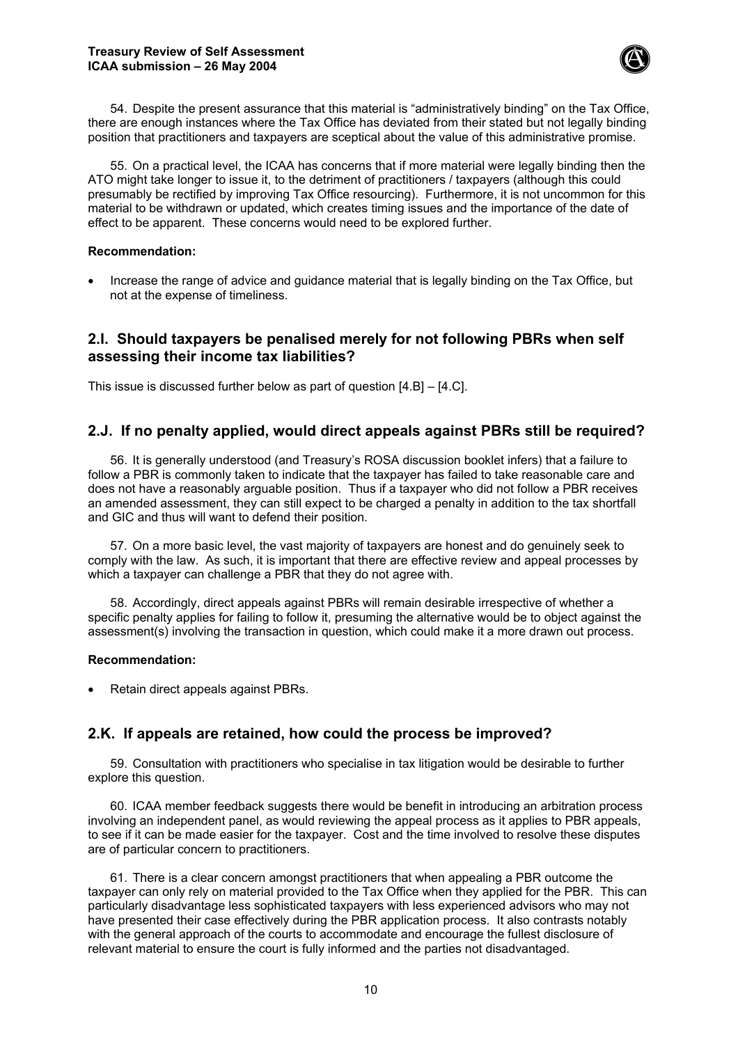54. Despite the present assurance that this material is "administratively binding" on the Tax Office, there are enough instances where the Tax Office has deviated from their stated but not legally binding position that practitioners and taxpayers are sceptical about the value of this administrative promise.

55. On a practical level, the ICAA has concerns that if more material were legally binding then the ATO might take longer to issue it, to the detriment of practitioners / taxpayers (although this could presumably be rectified by improving Tax Office resourcing). Furthermore, it is not uncommon for this material to be withdrawn or updated, which creates timing issues and the importance of the date of effect to be apparent. These concerns would need to be explored further.

**Recommendation:**

- Increase the range of advice and guidance material that is legally binding on the Tax Office, but not at the expense of timeliness.

## 2.I. Should taxpayers be penalised merely for not following PBRs when self assessing their income tax liabilities?

This issue is discussed further below as part of question [4.B] – [4.C].

## 2.J. If no penalty applied, would direct appeals against PBRs still be required?

56. It is generally understood (and Treasury's ROSA discussion booklet infers) that a failure to follow a PBR is commonly taken to indicate that the taxpayer has failed to take reasonable care and does not have a reasonably arguable position. Thus if a taxpayer who did not follow a PBR receives an amended assessment, they can still expect to be charged a penalty in addition to the tax shortfall and GIC and thus will want to defend their position.

57. On a more basic level, the vast majority of taxpayers are honest and do genuinely seek to comply with the law. As such, it is important that there are effective review and appeal processes by which a taxpayer can challenge a PBR that they do not agree with.

58. Accordingly, direct appeals against PBRs will remain desirable irrespective of whether a specific penalty applies for failing to follow it, presuming the alternative would be to object against the assessment(s) involving the transaction in question, which could make it a more drawn out process.

**Recommendation:**

- Retain direct appeals against PBRs.

## 2.K. If appeals are retained, how could the process be improved?

59. Consultation with practitioners who specialise in tax litigation would be desirable to further explore this question.

60. ICAA member feedback suggests there would be benefit in introducing an arbitration process involving an independent panel, as would reviewing the appeal process as it applies to PBR appeals, to see if it can be made easier for the taxpayer. Cost and the time involved to resolve these disputes are of particular concern to practitioners.

61. There is a clear concern amongst practitioners that when appealing a PBR outcome the taxpayer can only rely on material provided to the Tax Office when they applied for the PBR. This can particularly disadvantage less sophisticated taxpayers with less experienced advisors who may not have presented their case effectively during the PBR application process. It also contrasts notably with the general approach of the courts to accommodate and encourage the fullest disclosure of relevant material to ensure the court is fully informed and the parties not disadvantaged.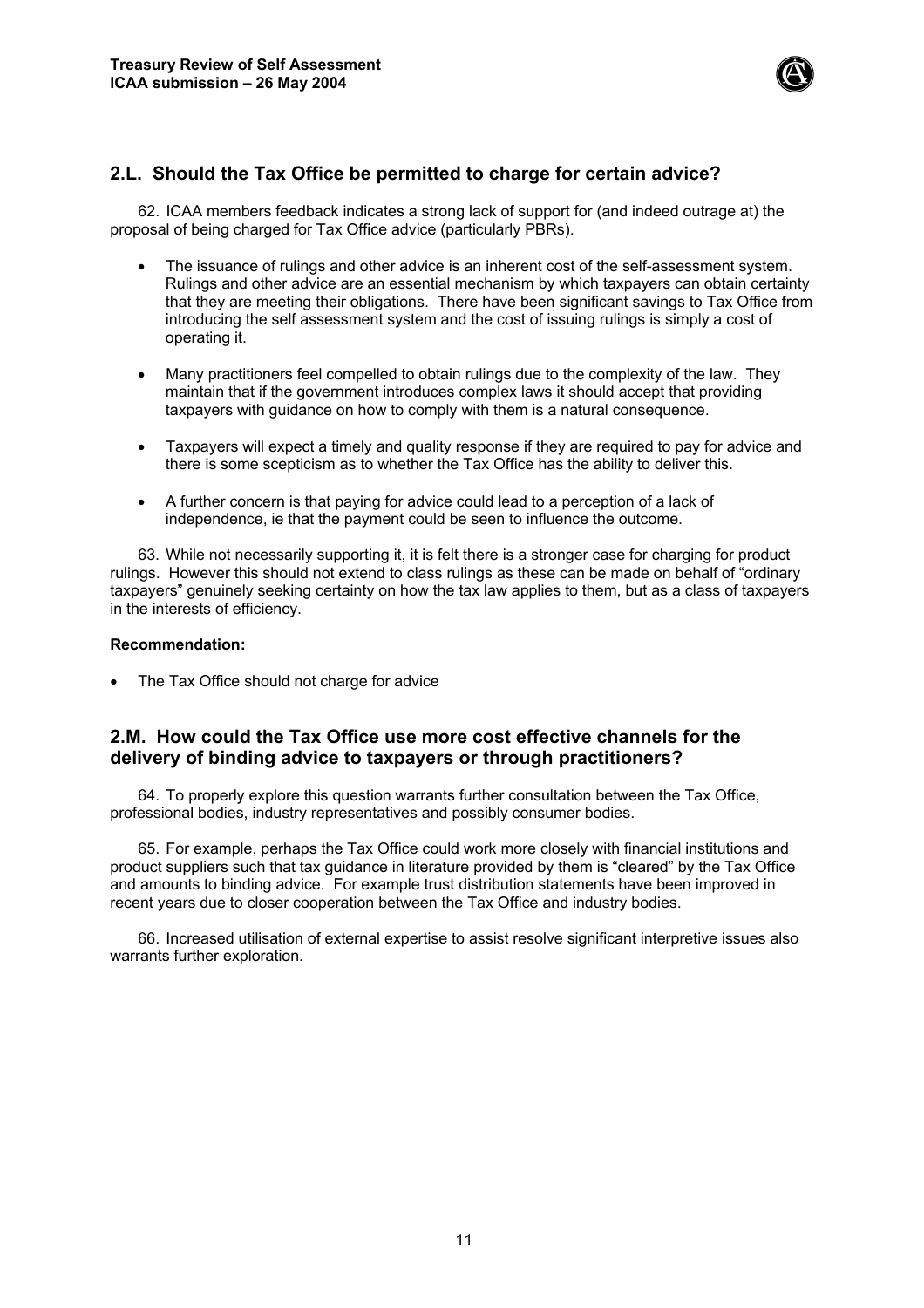## 2.L. Should the Tax Office be permitted to charge for certain advice?

62. ICAA members feedback indicates a strong lack of support for (and indeed outrage at) the proposal of being charged for Tax Office advice (particularly PBRs).

- The issuance of rulings and other advice is an inherent cost of the self-assessment system. Rulings and other advice are an essential mechanism by which taxpayers can obtain certainty that they are meeting their obligations. There have been significant savings to Tax Office from introducing the self assessment system and the cost of issuing rulings is simply a cost of operating it.
- Many practitioners feel compelled to obtain rulings due to the complexity of the law. They maintain that if the government introduces complex laws it should accept that providing taxpayers with guidance on how to comply with them is a natural consequence.
- Taxpayers will expect a timely and quality response if they are required to pay for advice and there is some scepticism as to whether the Tax Office has the ability to deliver this.
- A further concern is that paying for advice could lead to a perception of a lack of independence, ie that the payment could be seen to influence the outcome.

63. While not necessarily supporting it, it is felt there is a stronger case for charging for product rulings. However this should not extend to class rulings as these can be made on behalf of "ordinary taxpayers" genuinely seeking certainty on how the tax law applies to them, but as a class of taxpayers in the interests of efficiency.

**Recommendation:**

- The Tax Office should not charge for advice

## 2.M. How could the Tax Office use more cost effective channels for the delivery of binding advice to taxpayers or through practitioners?

64. To properly explore this question warrants further consultation between the Tax Office, professional bodies, industry representatives and possibly consumer bodies.

65. For example, perhaps the Tax Office could work more closely with financial institutions and product suppliers such that tax guidance in literature provided by them is "cleared" by the Tax Office and amounts to binding advice. For example trust distribution statements have been improved in recent years due to closer cooperation between the Tax Office and industry bodies.

66. Increased utilisation of external expertise to assist resolve significant interpretive issues also warrants further exploration.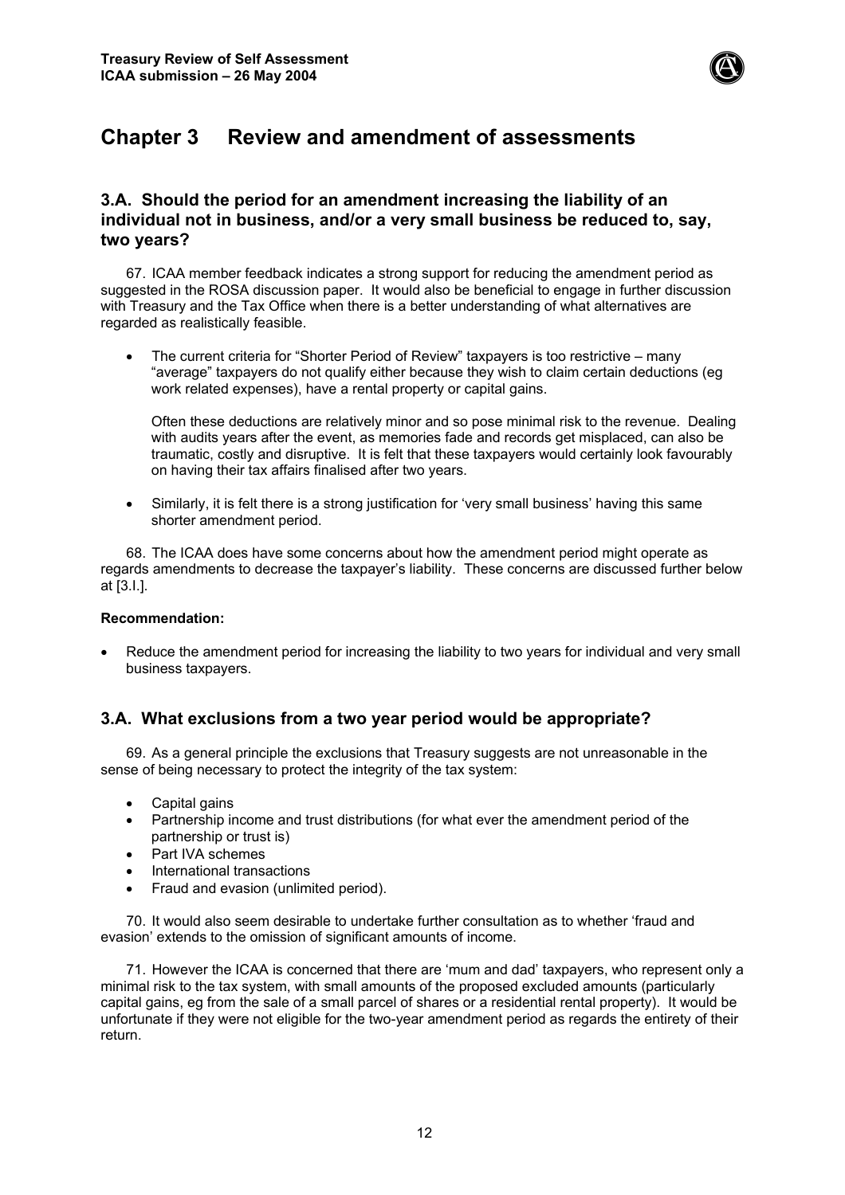# Chapter 3 Review and amendment of assessments

## 3.A. Should the period for an amendment increasing the liability of an individual not in business, and/or a very small business be reduced to, say, two years?

67. ICAA member feedback indicates a strong support for reducing the amendment period as suggested in the ROSA discussion paper. It would also be beneficial to engage in further discussion with Treasury and the Tax Office when there is a better understanding of what alternatives are regarded as realistically feasible.

- The current criteria for "Shorter Period of Review" taxpayers is too restrictive – many "average" taxpayers do not qualify either because they wish to claim certain deductions (eg work related expenses), have a rental property or capital gains.

  Often these deductions are relatively minor and so pose minimal risk to the revenue. Dealing with audits years after the event, as memories fade and records get misplaced, can also be traumatic, costly and disruptive. It is felt that these taxpayers would certainly look favourably on having their tax affairs finalised after two years.

- Similarly, it is felt there is a strong justification for 'very small business' having this same shorter amendment period.

68. The ICAA does have some concerns about how the amendment period might operate as regards amendments to decrease the taxpayer's liability. These concerns are discussed further below at [3.I.].

**Recommendation:**

- Reduce the amendment period for increasing the liability to two years for individual and very small business taxpayers.

## 3.A. What exclusions from a two year period would be appropriate?

69. As a general principle the exclusions that Treasury suggests are not unreasonable in the sense of being necessary to protect the integrity of the tax system:

- Capital gains
- Partnership income and trust distributions (for what ever the amendment period of the partnership or trust is)
- Part IVA schemes
- International transactions
- Fraud and evasion (unlimited period).

70. It would also seem desirable to undertake further consultation as to whether 'fraud and evasion' extends to the omission of significant amounts of income.

71. However the ICAA is concerned that there are 'mum and dad' taxpayers, who represent only a minimal risk to the tax system, with small amounts of the proposed excluded amounts (particularly capital gains, eg from the sale of a small parcel of shares or a residential rental property). It would be unfortunate if they were not eligible for the two-year amendment period as regards the entirety of their return.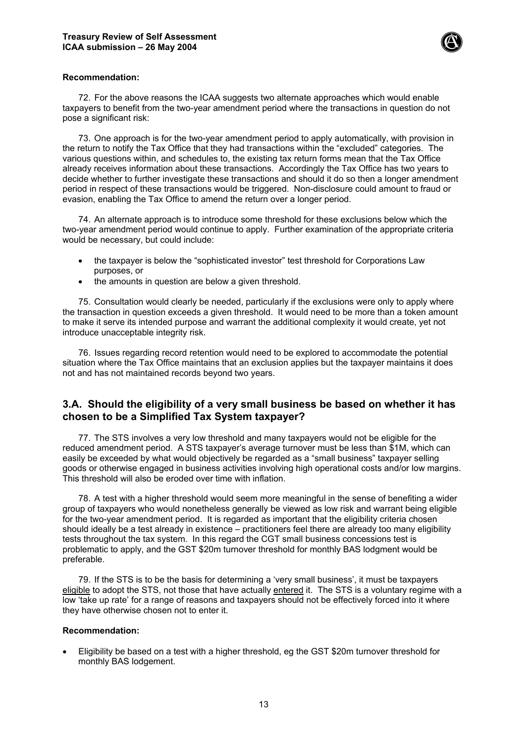**Recommendation:**

72. For the above reasons the ICAA suggests two alternate approaches which would enable taxpayers to benefit from the two-year amendment period where the transactions in question do not pose a significant risk:

73. One approach is for the two-year amendment period to apply automatically, with provision in the return to notify the Tax Office that they had transactions within the "excluded" categories. The various questions within, and schedules to, the existing tax return forms mean that the Tax Office already receives information about these transactions. Accordingly the Tax Office has two years to decide whether to further investigate these transactions and should it do so then a longer amendment period in respect of these transactions would be triggered. Non-disclosure could amount to fraud or evasion, enabling the Tax Office to amend the return over a longer period.

74. An alternate approach is to introduce some threshold for these exclusions below which the two-year amendment period would continue to apply. Further examination of the appropriate criteria would be necessary, but could include:

- the taxpayer is below the "sophisticated investor" test threshold for Corporations Law purposes, or
- the amounts in question are below a given threshold.

75. Consultation would clearly be needed, particularly if the exclusions were only to apply where the transaction in question exceeds a given threshold. It would need to be more than a token amount to make it serve its intended purpose and warrant the additional complexity it would create, yet not introduce unacceptable integrity risk.

76. Issues regarding record retention would need to be explored to accommodate the potential situation where the Tax Office maintains that an exclusion applies but the taxpayer maintains it does not and has not maintained records beyond two years.

## 3.A. Should the eligibility of a very small business be based on whether it has chosen to be a Simplified Tax System taxpayer?

77. The STS involves a very low threshold and many taxpayers would not be eligible for the reduced amendment period. A STS taxpayer's average turnover must be less than $1M, which can easily be exceeded by what would objectively be regarded as a "small business" taxpayer selling goods or otherwise engaged in business activities involving high operational costs and/or low margins. This threshold will also be eroded over time with inflation.

78. A test with a higher threshold would seem more meaningful in the sense of benefiting a wider group of taxpayers who would nonetheless generally be viewed as low risk and warrant being eligible for the two-year amendment period. It is regarded as important that the eligibility criteria chosen should ideally be a test already in existence – practitioners feel there are already too many eligibility tests throughout the tax system. In this regard the CGT small business concessions test is problematic to apply, and the GST $20m turnover threshold for monthly BAS lodgment would be preferable.

79. If the STS is to be the basis for determining a 'very small business', it must be taxpayers <u>eligible</u> to adopt the STS, not those that have actually <u>entered</u> it. The STS is a voluntary regime with a low 'take up rate' for a range of reasons and taxpayers should not be effectively forced into it where they have otherwise chosen not to enter it.

**Recommendation:**

- Eligibility be based on a test with a higher threshold, eg the GST $20m turnover threshold for monthly BAS lodgement.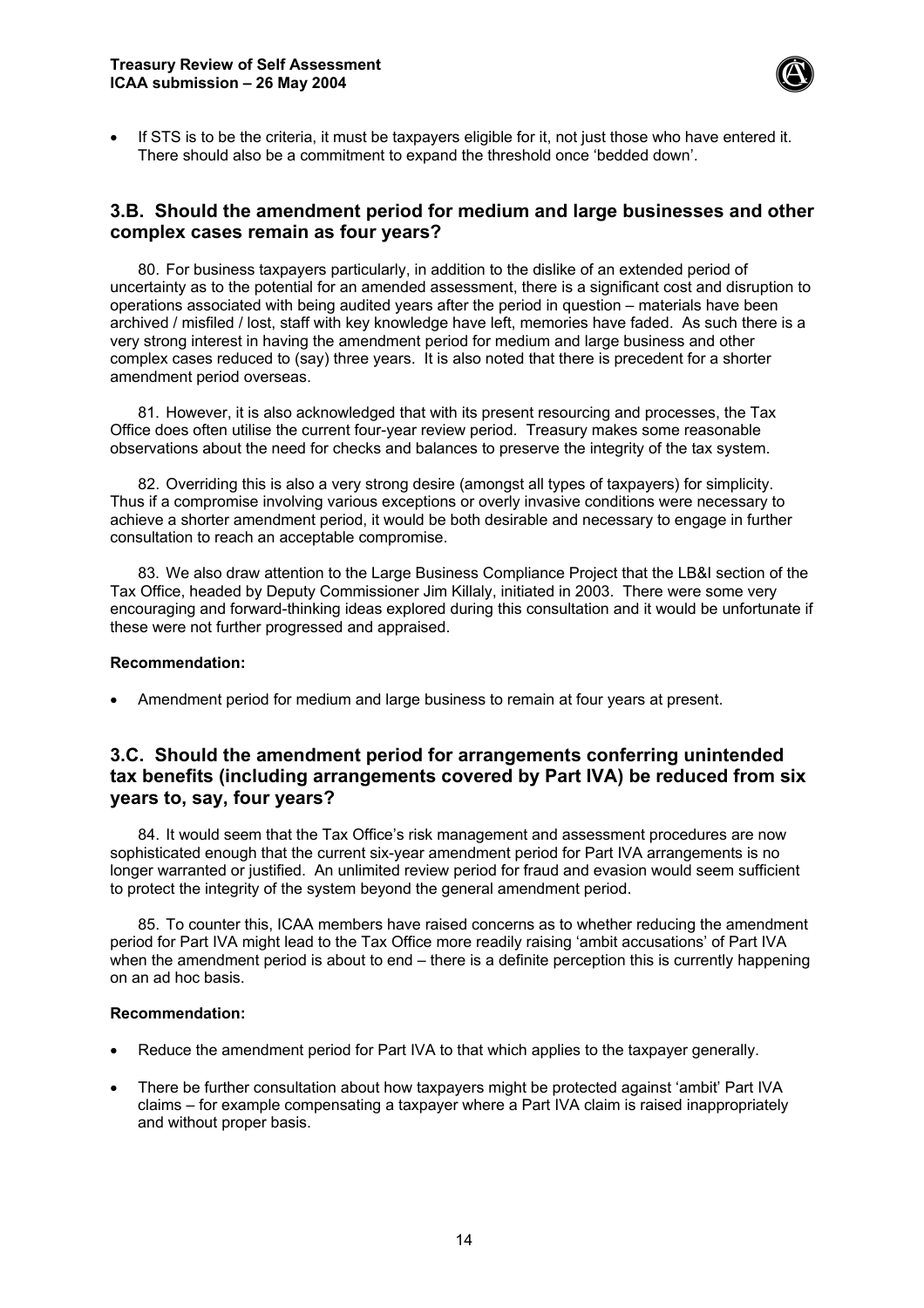- If STS is to be the criteria, it must be taxpayers eligible for it, not just those who have entered it. There should also be a commitment to expand the threshold once 'bedded down'.

## 3.B. Should the amendment period for medium and large businesses and other complex cases remain as four years?

80. For business taxpayers particularly, in addition to the dislike of an extended period of uncertainty as to the potential for an amended assessment, there is a significant cost and disruption to operations associated with being audited years after the period in question – materials have been archived / misfiled / lost, staff with key knowledge have left, memories have faded. As such there is a very strong interest in having the amendment period for medium and large business and other complex cases reduced to (say) three years. It is also noted that there is precedent for a shorter amendment period overseas.

81. However, it is also acknowledged that with its present resourcing and processes, the Tax Office does often utilise the current four-year review period. Treasury makes some reasonable observations about the need for checks and balances to preserve the integrity of the tax system.

82. Overriding this is also a very strong desire (amongst all types of taxpayers) for simplicity. Thus if a compromise involving various exceptions or overly invasive conditions were necessary to achieve a shorter amendment period, it would be both desirable and necessary to engage in further consultation to reach an acceptable compromise.

83. We also draw attention to the Large Business Compliance Project that the LB&I section of the Tax Office, headed by Deputy Commissioner Jim Killaly, initiated in 2003. There were some very encouraging and forward-thinking ideas explored during this consultation and it would be unfortunate if these were not further progressed and appraised.

**Recommendation:**

- Amendment period for medium and large business to remain at four years at present.

## 3.C. Should the amendment period for arrangements conferring unintended tax benefits (including arrangements covered by Part IVA) be reduced from six years to, say, four years?

84. It would seem that the Tax Office's risk management and assessment procedures are now sophisticated enough that the current six-year amendment period for Part IVA arrangements is no longer warranted or justified. An unlimited review period for fraud and evasion would seem sufficient to protect the integrity of the system beyond the general amendment period.

85. To counter this, ICAA members have raised concerns as to whether reducing the amendment period for Part IVA might lead to the Tax Office more readily raising 'ambit accusations' of Part IVA when the amendment period is about to end – there is a definite perception this is currently happening on an ad hoc basis.

**Recommendation:**

- Reduce the amendment period for Part IVA to that which applies to the taxpayer generally.
- There be further consultation about how taxpayers might be protected against 'ambit' Part IVA claims – for example compensating a taxpayer where a Part IVA claim is raised inappropriately and without proper basis.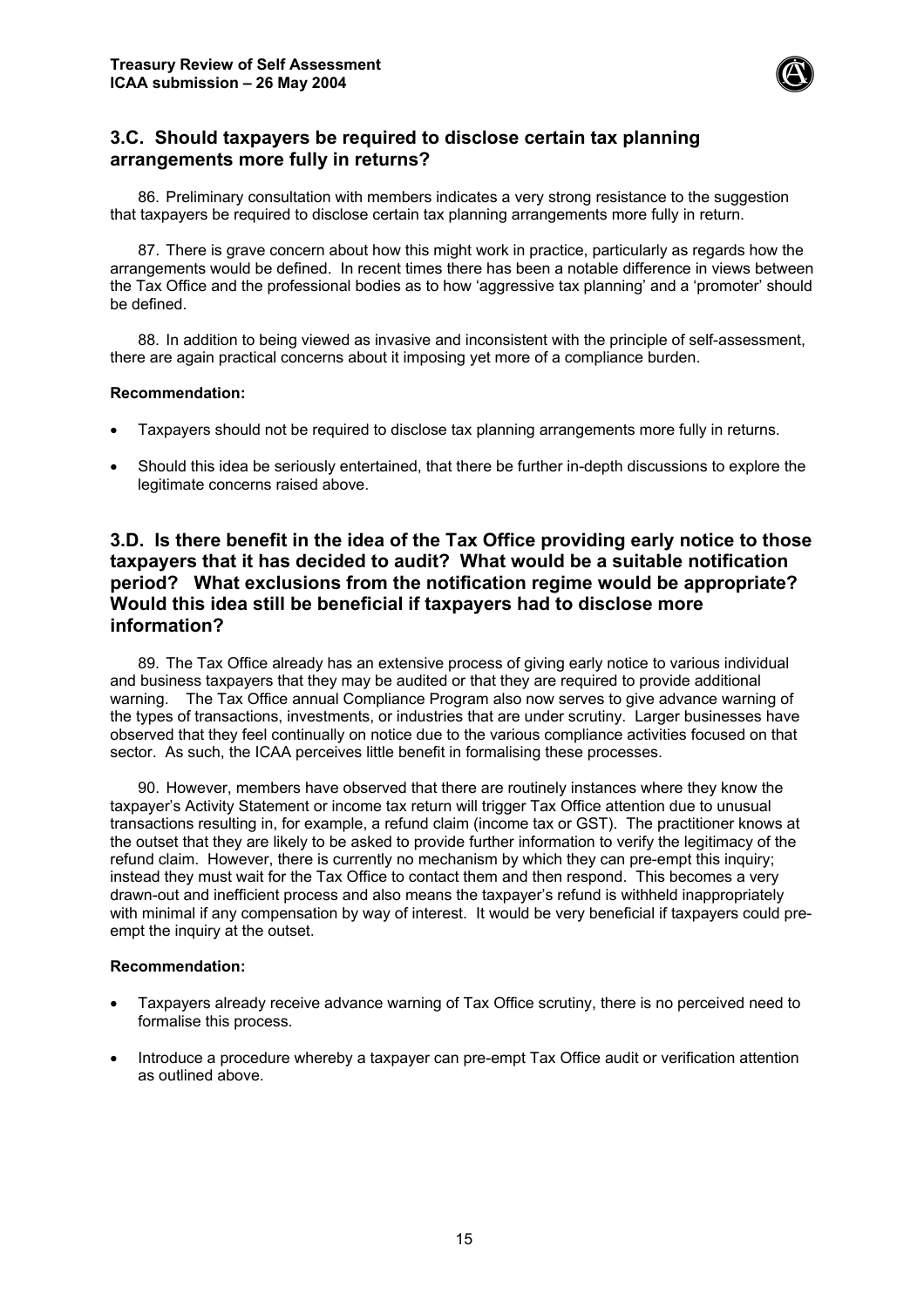## 3.C. Should taxpayers be required to disclose certain tax planning arrangements more fully in returns?

86. Preliminary consultation with members indicates a very strong resistance to the suggestion that taxpayers be required to disclose certain tax planning arrangements more fully in return.

87. There is grave concern about how this might work in practice, particularly as regards how the arrangements would be defined. In recent times there has been a notable difference in views between the Tax Office and the professional bodies as to how 'aggressive tax planning' and a 'promoter' should be defined.

88. In addition to being viewed as invasive and inconsistent with the principle of self-assessment, there are again practical concerns about it imposing yet more of a compliance burden.

**Recommendation:**

- Taxpayers should not be required to disclose tax planning arrangements more fully in returns.
- Should this idea be seriously entertained, that there be further in-depth discussions to explore the legitimate concerns raised above.

## 3.D. Is there benefit in the idea of the Tax Office providing early notice to those taxpayers that it has decided to audit? What would be a suitable notification period? What exclusions from the notification regime would be appropriate? Would this idea still be beneficial if taxpayers had to disclose more information?

89. The Tax Office already has an extensive process of giving early notice to various individual and business taxpayers that they may be audited or that they are required to provide additional warning. The Tax Office annual Compliance Program also now serves to give advance warning of the types of transactions, investments, or industries that are under scrutiny. Larger businesses have observed that they feel continually on notice due to the various compliance activities focused on that sector. As such, the ICAA perceives little benefit in formalising these processes.

90. However, members have observed that there are routinely instances where they know the taxpayer's Activity Statement or income tax return will trigger Tax Office attention due to unusual transactions resulting in, for example, a refund claim (income tax or GST). The practitioner knows at the outset that they are likely to be asked to provide further information to verify the legitimacy of the refund claim. However, there is currently no mechanism by which they can pre-empt this inquiry; instead they must wait for the Tax Office to contact them and then respond. This becomes a very drawn-out and inefficient process and also means the taxpayer's refund is withheld inappropriately with minimal if any compensation by way of interest. It would be very beneficial if taxpayers could pre-empt the inquiry at the outset.

**Recommendation:**

- Taxpayers already receive advance warning of Tax Office scrutiny, there is no perceived need to formalise this process.
- Introduce a procedure whereby a taxpayer can pre-empt Tax Office audit or verification attention as outlined above.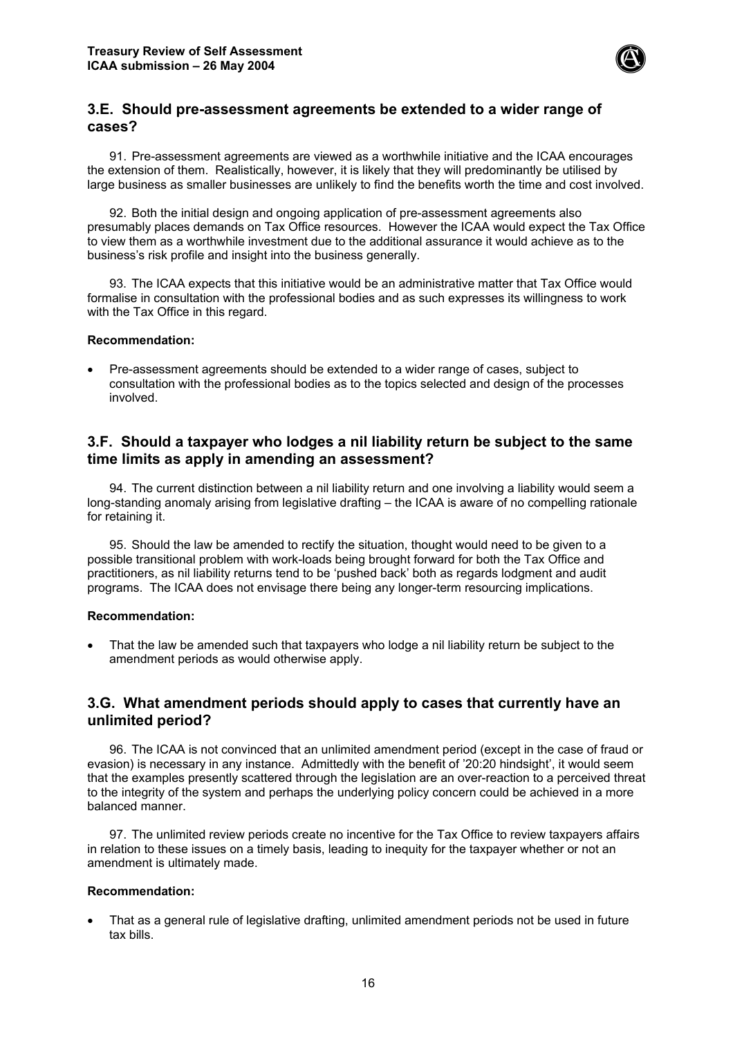## 3.E. Should pre-assessment agreements be extended to a wider range of cases?

91. Pre-assessment agreements are viewed as a worthwhile initiative and the ICAA encourages the extension of them. Realistically, however, it is likely that they will predominantly be utilised by large business as smaller businesses are unlikely to find the benefits worth the time and cost involved.

92. Both the initial design and ongoing application of pre-assessment agreements also presumably places demands on Tax Office resources. However the ICAA would expect the Tax Office to view them as a worthwhile investment due to the additional assurance it would achieve as to the business's risk profile and insight into the business generally.

93. The ICAA expects that this initiative would be an administrative matter that Tax Office would formalise in consultation with the professional bodies and as such expresses its willingness to work with the Tax Office in this regard.

**Recommendation:**

- Pre-assessment agreements should be extended to a wider range of cases, subject to consultation with the professional bodies as to the topics selected and design of the processes involved.

## 3.F. Should a taxpayer who lodges a nil liability return be subject to the same time limits as apply in amending an assessment?

94. The current distinction between a nil liability return and one involving a liability would seem a long-standing anomaly arising from legislative drafting – the ICAA is aware of no compelling rationale for retaining it.

95. Should the law be amended to rectify the situation, thought would need to be given to a possible transitional problem with work-loads being brought forward for both the Tax Office and practitioners, as nil liability returns tend to be 'pushed back' both as regards lodgment and audit programs. The ICAA does not envisage there being any longer-term resourcing implications.

**Recommendation:**

- That the law be amended such that taxpayers who lodge a nil liability return be subject to the amendment periods as would otherwise apply.

## 3.G. What amendment periods should apply to cases that currently have an unlimited period?

96. The ICAA is not convinced that an unlimited amendment period (except in the case of fraud or evasion) is necessary in any instance. Admittedly with the benefit of '20:20 hindsight', it would seem that the examples presently scattered through the legislation are an over-reaction to a perceived threat to the integrity of the system and perhaps the underlying policy concern could be achieved in a more balanced manner.

97. The unlimited review periods create no incentive for the Tax Office to review taxpayers affairs in relation to these issues on a timely basis, leading to inequity for the taxpayer whether or not an amendment is ultimately made.

**Recommendation:**

- That as a general rule of legislative drafting, unlimited amendment periods not be used in future tax bills.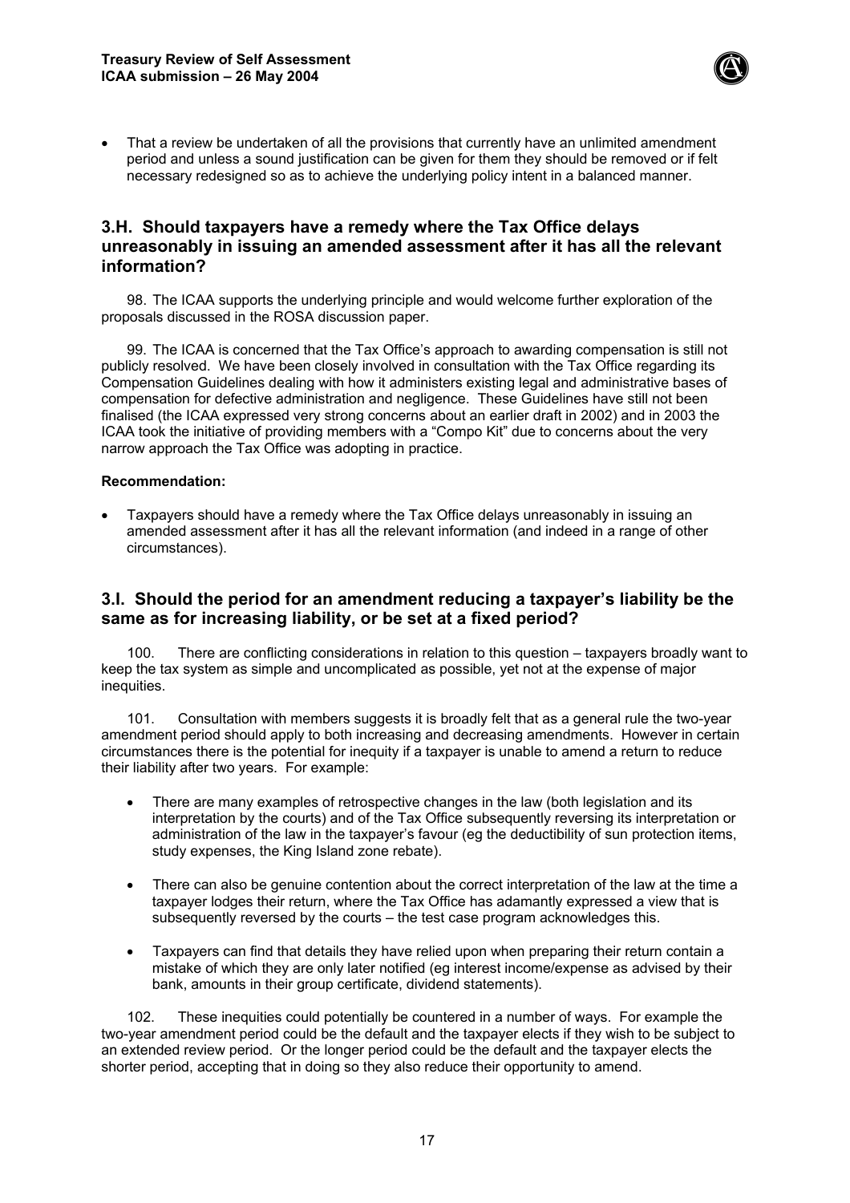- That a review be undertaken of all the provisions that currently have an unlimited amendment period and unless a sound justification can be given for them they should be removed or if felt necessary redesigned so as to achieve the underlying policy intent in a balanced manner.

## 3.H. Should taxpayers have a remedy where the Tax Office delays unreasonably in issuing an amended assessment after it has all the relevant information?

98. The ICAA supports the underlying principle and would welcome further exploration of the proposals discussed in the ROSA discussion paper.

99. The ICAA is concerned that the Tax Office's approach to awarding compensation is still not publicly resolved. We have been closely involved in consultation with the Tax Office regarding its Compensation Guidelines dealing with how it administers existing legal and administrative bases of compensation for defective administration and negligence. These Guidelines have still not been finalised (the ICAA expressed very strong concerns about an earlier draft in 2002) and in 2003 the ICAA took the initiative of providing members with a "Compo Kit" due to concerns about the very narrow approach the Tax Office was adopting in practice.

**Recommendation:**

- Taxpayers should have a remedy where the Tax Office delays unreasonably in issuing an amended assessment after it has all the relevant information (and indeed in a range of other circumstances).

## 3.I. Should the period for an amendment reducing a taxpayer's liability be the same as for increasing liability, or be set at a fixed period?

100. There are conflicting considerations in relation to this question – taxpayers broadly want to keep the tax system as simple and uncomplicated as possible, yet not at the expense of major inequities.

101. Consultation with members suggests it is broadly felt that as a general rule the two-year amendment period should apply to both increasing and decreasing amendments. However in certain circumstances there is the potential for inequity if a taxpayer is unable to amend a return to reduce their liability after two years. For example:

- There are many examples of retrospective changes in the law (both legislation and its interpretation by the courts) and of the Tax Office subsequently reversing its interpretation or administration of the law in the taxpayer's favour (eg the deductibility of sun protection items, study expenses, the King Island zone rebate).
- There can also be genuine contention about the correct interpretation of the law at the time a taxpayer lodges their return, where the Tax Office has adamantly expressed a view that is subsequently reversed by the courts – the test case program acknowledges this.
- Taxpayers can find that details they have relied upon when preparing their return contain a mistake of which they are only later notified (eg interest income/expense as advised by their bank, amounts in their group certificate, dividend statements).

102. These inequities could potentially be countered in a number of ways. For example the two-year amendment period could be the default and the taxpayer elects if they wish to be subject to an extended review period. Or the longer period could be the default and the taxpayer elects the shorter period, accepting that in doing so they also reduce their opportunity to amend.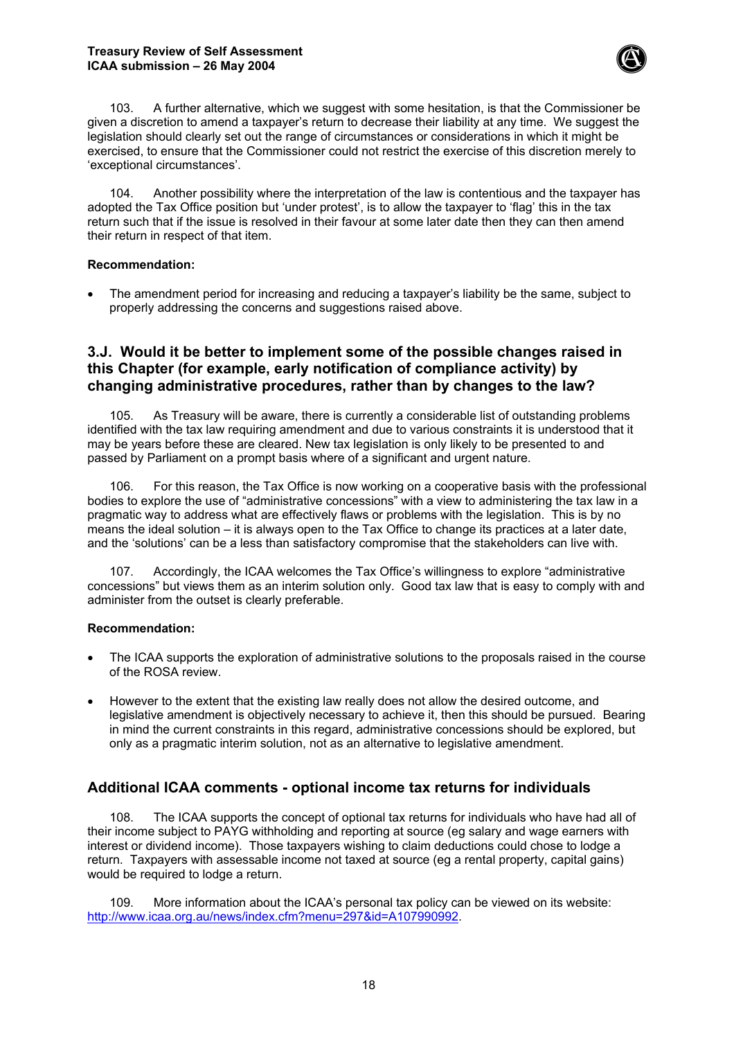103. A further alternative, which we suggest with some hesitation, is that the Commissioner be given a discretion to amend a taxpayer's return to decrease their liability at any time. We suggest the legislation should clearly set out the range of circumstances or considerations in which it might be exercised, to ensure that the Commissioner could not restrict the exercise of this discretion merely to 'exceptional circumstances'.

104. Another possibility where the interpretation of the law is contentious and the taxpayer has adopted the Tax Office position but 'under protest', is to allow the taxpayer to 'flag' this in the tax return such that if the issue is resolved in their favour at some later date then they can then amend their return in respect of that item.

**Recommendation:**

- The amendment period for increasing and reducing a taxpayer's liability be the same, subject to properly addressing the concerns and suggestions raised above.

## 3.J. Would it be better to implement some of the possible changes raised in this Chapter (for example, early notification of compliance activity) by changing administrative procedures, rather than by changes to the law?

105. As Treasury will be aware, there is currently a considerable list of outstanding problems identified with the tax law requiring amendment and due to various constraints it is understood that it may be years before these are cleared. New tax legislation is only likely to be presented to and passed by Parliament on a prompt basis where of a significant and urgent nature.

106. For this reason, the Tax Office is now working on a cooperative basis with the professional bodies to explore the use of "administrative concessions" with a view to administering the tax law in a pragmatic way to address what are effectively flaws or problems with the legislation. This is by no means the ideal solution – it is always open to the Tax Office to change its practices at a later date, and the 'solutions' can be a less than satisfactory compromise that the stakeholders can live with.

107. Accordingly, the ICAA welcomes the Tax Office's willingness to explore "administrative concessions" but views them as an interim solution only. Good tax law that is easy to comply with and administer from the outset is clearly preferable.

**Recommendation:**

- The ICAA supports the exploration of administrative solutions to the proposals raised in the course of the ROSA review.
- However to the extent that the existing law really does not allow the desired outcome, and legislative amendment is objectively necessary to achieve it, then this should be pursued. Bearing in mind the current constraints in this regard, administrative concessions should be explored, but only as a pragmatic interim solution, not as an alternative to legislative amendment.

## Additional ICAA comments - optional income tax returns for individuals

108. The ICAA supports the concept of optional tax returns for individuals who have had all of their income subject to PAYG withholding and reporting at source (eg salary and wage earners with interest or dividend income). Those taxpayers wishing to claim deductions could chose to lodge a return. Taxpayers with assessable income not taxed at source (eg a rental property, capital gains) would be required to lodge a return.

109. More information about the ICAA's personal tax policy can be viewed on its website: http://www.icaa.org.au/news/index.cfm?menu=297&id=A107990992.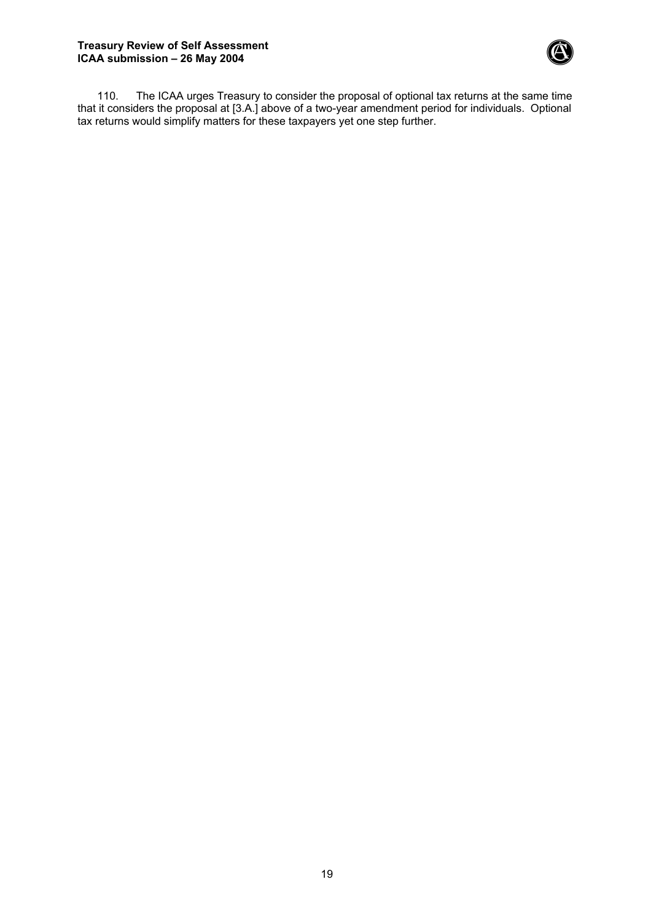110. The ICAA urges Treasury to consider the proposal of optional tax returns at the same time that it considers the proposal at [3.A.] above of a two-year amendment period for individuals. Optional tax returns would simplify matters for these taxpayers yet one step further.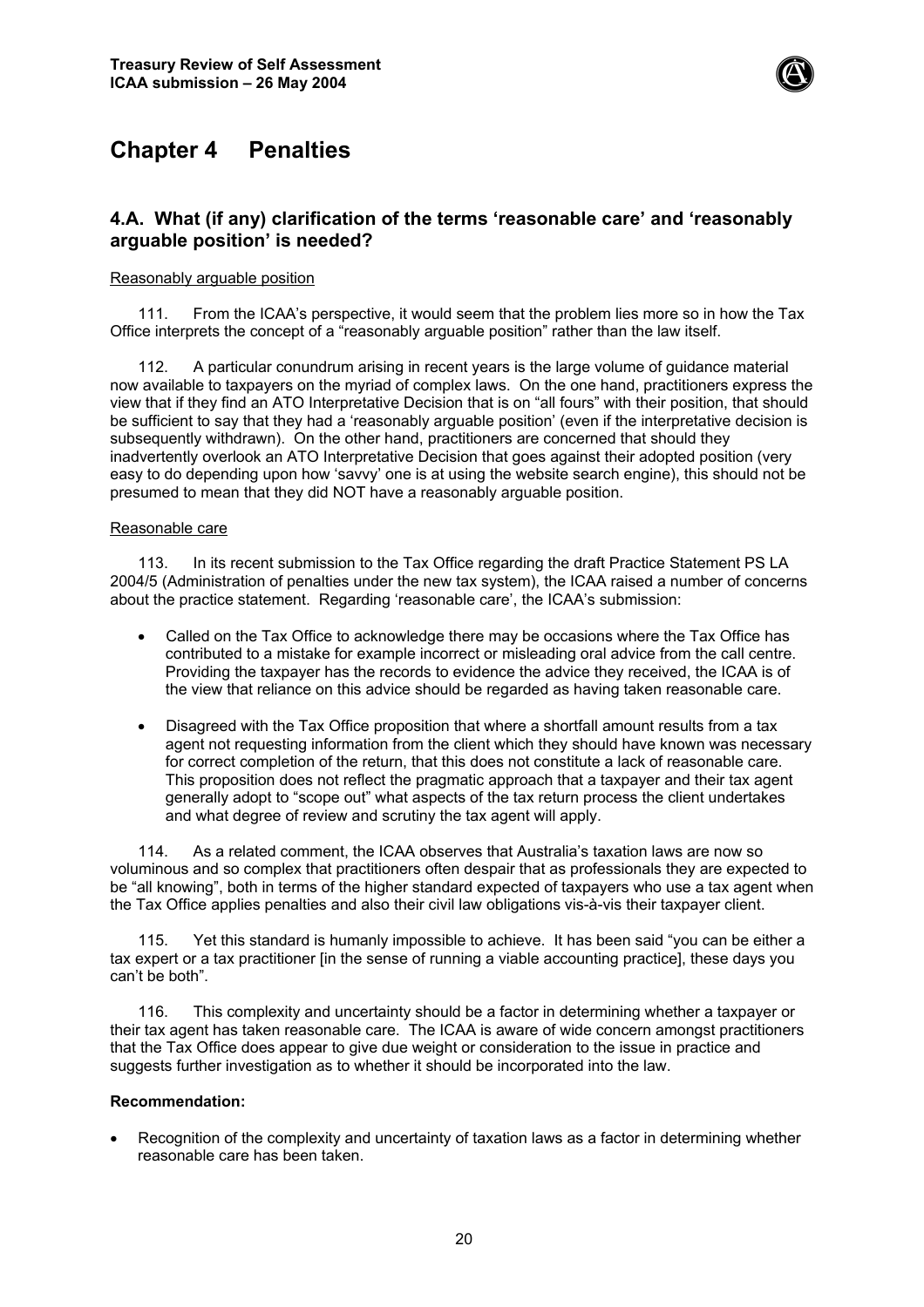# Chapter 4 Penalties

## 4.A. What (if any) clarification of the terms 'reasonable care' and 'reasonably arguable position' is needed?

Reasonably arguable position

111. From the ICAA's perspective, it would seem that the problem lies more so in how the Tax Office interprets the concept of a "reasonably arguable position" rather than the law itself.

112. A particular conundrum arising in recent years is the large volume of guidance material now available to taxpayers on the myriad of complex laws. On the one hand, practitioners express the view that if they find an ATO Interpretative Decision that is on "all fours" with their position, that should be sufficient to say that they had a 'reasonably arguable position' (even if the interpretative decision is subsequently withdrawn). On the other hand, practitioners are concerned that should they inadvertently overlook an ATO Interpretative Decision that goes against their adopted position (very easy to do depending upon how 'savvy' one is at using the website search engine), this should not be presumed to mean that they did NOT have a reasonably arguable position.

Reasonable care

113. In its recent submission to the Tax Office regarding the draft Practice Statement PS LA 2004/5 (Administration of penalties under the new tax system), the ICAA raised a number of concerns about the practice statement. Regarding 'reasonable care', the ICAA's submission:

- Called on the Tax Office to acknowledge there may be occasions where the Tax Office has contributed to a mistake for example incorrect or misleading oral advice from the call centre. Providing the taxpayer has the records to evidence the advice they received, the ICAA is of the view that reliance on this advice should be regarded as having taken reasonable care.
- Disagreed with the Tax Office proposition that where a shortfall amount results from a tax agent not requesting information from the client which they should have known was necessary for correct completion of the return, that this does not constitute a lack of reasonable care. This proposition does not reflect the pragmatic approach that a taxpayer and their tax agent generally adopt to "scope out" what aspects of the tax return process the client undertakes and what degree of review and scrutiny the tax agent will apply.

114. As a related comment, the ICAA observes that Australia's taxation laws are now so voluminous and so complex that practitioners often despair that as professionals they are expected to be "all knowing", both in terms of the higher standard expected of taxpayers who use a tax agent when the Tax Office applies penalties and also their civil law obligations vis-à-vis their taxpayer client.

115. Yet this standard is humanly impossible to achieve. It has been said "you can be either a tax expert or a tax practitioner [in the sense of running a viable accounting practice], these days you can't be both".

116. This complexity and uncertainty should be a factor in determining whether a taxpayer or their tax agent has taken reasonable care. The ICAA is aware of wide concern amongst practitioners that the Tax Office does appear to give due weight or consideration to the issue in practice and suggests further investigation as to whether it should be incorporated into the law.

**Recommendation:**

- Recognition of the complexity and uncertainty of taxation laws as a factor in determining whether reasonable care has been taken.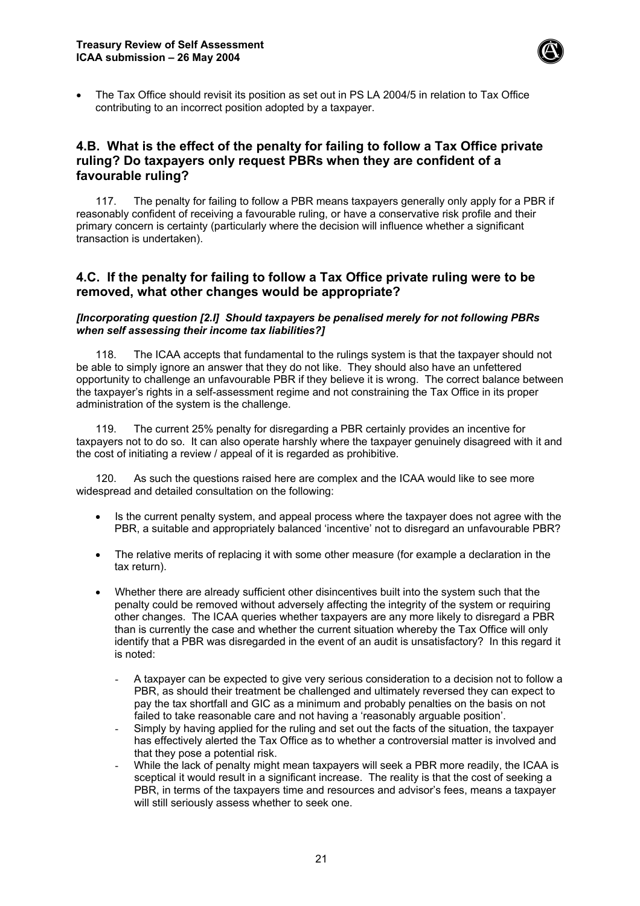- The Tax Office should revisit its position as set out in PS LA 2004/5 in relation to Tax Office contributing to an incorrect position adopted by a taxpayer.

## 4.B. What is the effect of the penalty for failing to follow a Tax Office private ruling? Do taxpayers only request PBRs when they are confident of a favourable ruling?

117. The penalty for failing to follow a PBR means taxpayers generally only apply for a PBR if reasonably confident of receiving a favourable ruling, or have a conservative risk profile and their primary concern is certainty (particularly where the decision will influence whether a significant transaction is undertaken).

## 4.C. If the penalty for failing to follow a Tax Office private ruling were to be removed, what other changes would be appropriate?

***[Incorporating question [2.I] Should taxpayers be penalised merely for not following PBRs when self assessing their income tax liabilities?]***

118. The ICAA accepts that fundamental to the rulings system is that the taxpayer should not be able to simply ignore an answer that they do not like. They should also have an unfettered opportunity to challenge an unfavourable PBR if they believe it is wrong. The correct balance between the taxpayer's rights in a self-assessment regime and not constraining the Tax Office in its proper administration of the system is the challenge.

119. The current 25% penalty for disregarding a PBR certainly provides an incentive for taxpayers not to do so. It can also operate harshly where the taxpayer genuinely disagreed with it and the cost of initiating a review / appeal of it is regarded as prohibitive.

120. As such the questions raised here are complex and the ICAA would like to see more widespread and detailed consultation on the following:

- Is the current penalty system, and appeal process where the taxpayer does not agree with the PBR, a suitable and appropriately balanced 'incentive' not to disregard an unfavourable PBR?
- The relative merits of replacing it with some other measure (for example a declaration in the tax return).
- Whether there are already sufficient other disincentives built into the system such that the penalty could be removed without adversely affecting the integrity of the system or requiring other changes. The ICAA queries whether taxpayers are any more likely to disregard a PBR than is currently the case and whether the current situation whereby the Tax Office will only identify that a PBR was disregarded in the event of an audit is unsatisfactory? In this regard it is noted:
  - A taxpayer can be expected to give very serious consideration to a decision not to follow a PBR, as should their treatment be challenged and ultimately reversed they can expect to pay the tax shortfall and GIC as a minimum and probably penalties on the basis on not failed to take reasonable care and not having a 'reasonably arguable position'.
  - Simply by having applied for the ruling and set out the facts of the situation, the taxpayer has effectively alerted the Tax Office as to whether a controversial matter is involved and that they pose a potential risk.
  - While the lack of penalty might mean taxpayers will seek a PBR more readily, the ICAA is sceptical it would result in a significant increase. The reality is that the cost of seeking a PBR, in terms of the taxpayers time and resources and advisor's fees, means a taxpayer will still seriously assess whether to seek one.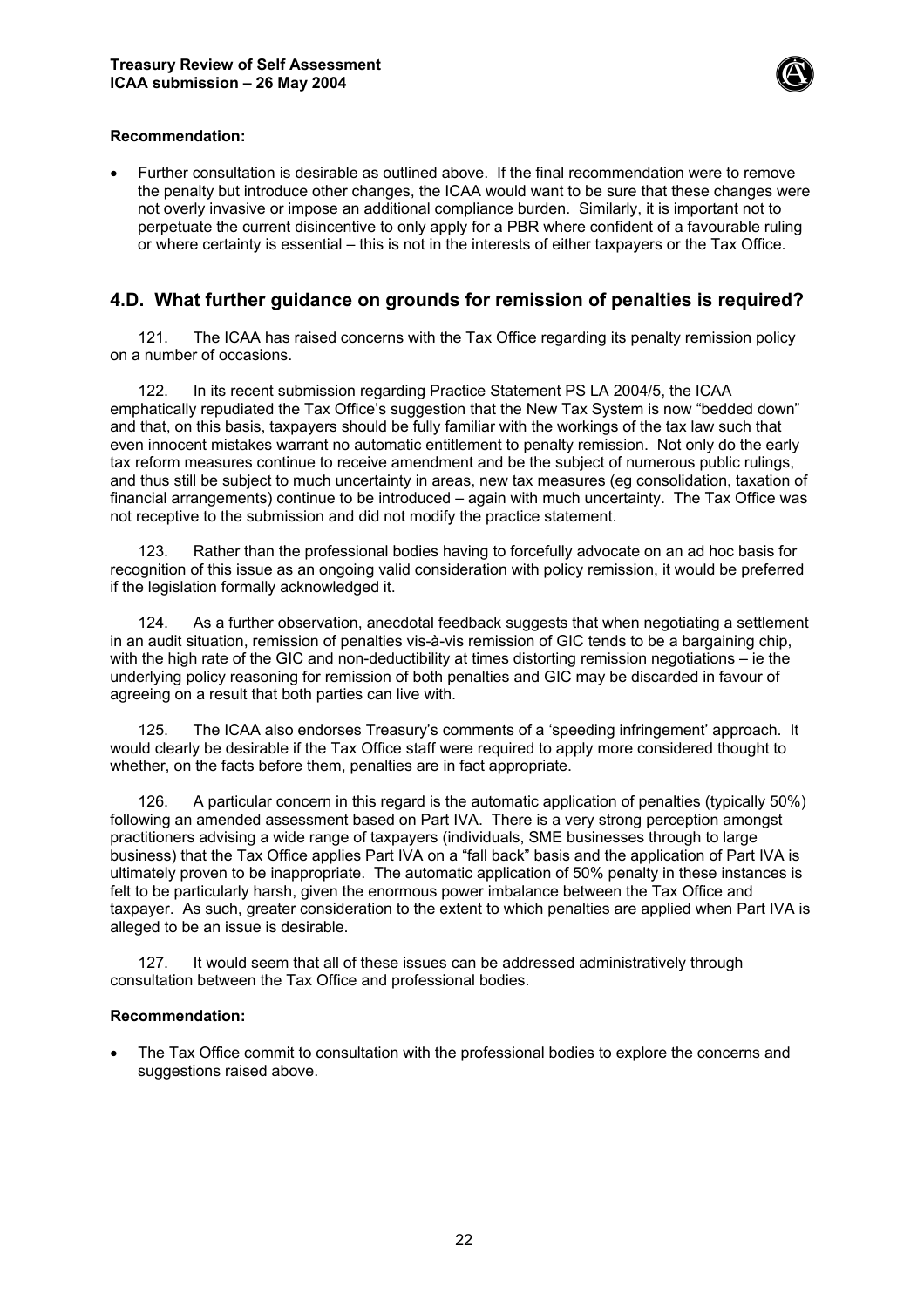**Recommendation:**

- Further consultation is desirable as outlined above. If the final recommendation were to remove the penalty but introduce other changes, the ICAA would want to be sure that these changes were not overly invasive or impose an additional compliance burden. Similarly, it is important not to perpetuate the current disincentive to only apply for a PBR where confident of a favourable ruling or where certainty is essential – this is not in the interests of either taxpayers or the Tax Office.

## 4.D. What further guidance on grounds for remission of penalties is required?

121. The ICAA has raised concerns with the Tax Office regarding its penalty remission policy on a number of occasions.

122. In its recent submission regarding Practice Statement PS LA 2004/5, the ICAA emphatically repudiated the Tax Office's suggestion that the New Tax System is now "bedded down" and that, on this basis, taxpayers should be fully familiar with the workings of the tax law such that even innocent mistakes warrant no automatic entitlement to penalty remission. Not only do the early tax reform measures continue to receive amendment and be the subject of numerous public rulings, and thus still be subject to much uncertainty in areas, new tax measures (eg consolidation, taxation of financial arrangements) continue to be introduced – again with much uncertainty. The Tax Office was not receptive to the submission and did not modify the practice statement.

123. Rather than the professional bodies having to forcefully advocate on an ad hoc basis for recognition of this issue as an ongoing valid consideration with policy remission, it would be preferred if the legislation formally acknowledged it.

124. As a further observation, anecdotal feedback suggests that when negotiating a settlement in an audit situation, remission of penalties vis-à-vis remission of GIC tends to be a bargaining chip, with the high rate of the GIC and non-deductibility at times distorting remission negotiations – ie the underlying policy reasoning for remission of both penalties and GIC may be discarded in favour of agreeing on a result that both parties can live with.

125. The ICAA also endorses Treasury's comments of a 'speeding infringement' approach. It would clearly be desirable if the Tax Office staff were required to apply more considered thought to whether, on the facts before them, penalties are in fact appropriate.

126. A particular concern in this regard is the automatic application of penalties (typically 50%) following an amended assessment based on Part IVA. There is a very strong perception amongst practitioners advising a wide range of taxpayers (individuals, SME businesses through to large business) that the Tax Office applies Part IVA on a "fall back" basis and the application of Part IVA is ultimately proven to be inappropriate. The automatic application of 50% penalty in these instances is felt to be particularly harsh, given the enormous power imbalance between the Tax Office and taxpayer. As such, greater consideration to the extent to which penalties are applied when Part IVA is alleged to be an issue is desirable.

127. It would seem that all of these issues can be addressed administratively through consultation between the Tax Office and professional bodies.

**Recommendation:**

- The Tax Office commit to consultation with the professional bodies to explore the concerns and suggestions raised above.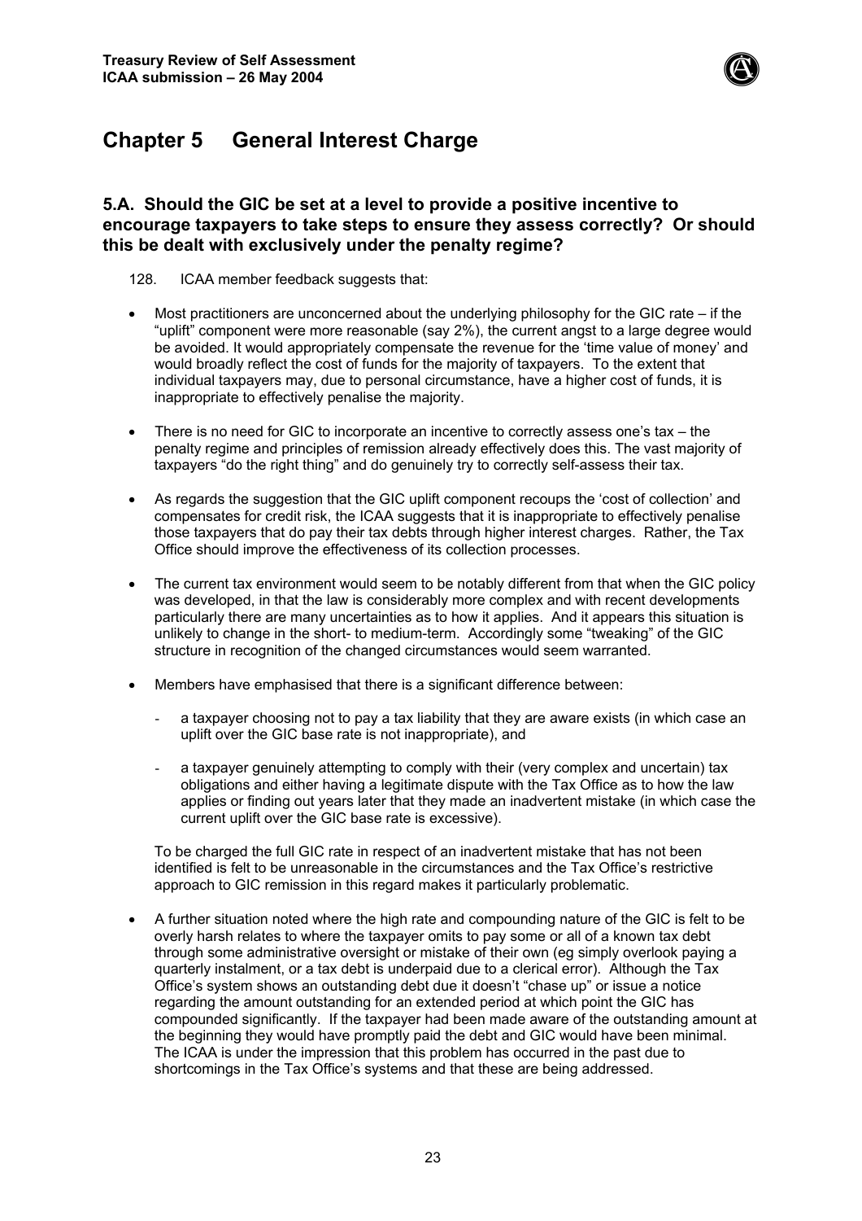# Chapter 5 General Interest Charge

## 5.A. Should the GIC be set at a level to provide a positive incentive to encourage taxpayers to take steps to ensure they assess correctly? Or should this be dealt with exclusively under the penalty regime?

128. ICAA member feedback suggests that:

- Most practitioners are unconcerned about the underlying philosophy for the GIC rate – if the "uplift" component were more reasonable (say 2%), the current angst to a large degree would be avoided. It would appropriately compensate the revenue for the 'time value of money' and would broadly reflect the cost of funds for the majority of taxpayers. To the extent that individual taxpayers may, due to personal circumstance, have a higher cost of funds, it is inappropriate to effectively penalise the majority.

- There is no need for GIC to incorporate an incentive to correctly assess one's tax – the penalty regime and principles of remission already effectively does this. The vast majority of taxpayers "do the right thing" and do genuinely try to correctly self-assess their tax.

- As regards the suggestion that the GIC uplift component recoups the 'cost of collection' and compensates for credit risk, the ICAA suggests that it is inappropriate to effectively penalise those taxpayers that do pay their tax debts through higher interest charges. Rather, the Tax Office should improve the effectiveness of its collection processes.

- The current tax environment would seem to be notably different from that when the GIC policy was developed, in that the law is considerably more complex and with recent developments particularly there are many uncertainties as to how it applies. And it appears this situation is unlikely to change in the short- to medium-term. Accordingly some "tweaking" of the GIC structure in recognition of the changed circumstances would seem warranted.

- Members have emphasised that there is a significant difference between:

  - a taxpayer choosing not to pay a tax liability that they are aware exists (in which case an uplift over the GIC base rate is not inappropriate), and

  - a taxpayer genuinely attempting to comply with their (very complex and uncertain) tax obligations and either having a legitimate dispute with the Tax Office as to how the law applies or finding out years later that they made an inadvertent mistake (in which case the current uplift over the GIC base rate is excessive).

  To be charged the full GIC rate in respect of an inadvertent mistake that has not been identified is felt to be unreasonable in the circumstances and the Tax Office's restrictive approach to GIC remission in this regard makes it particularly problematic.

- A further situation noted where the high rate and compounding nature of the GIC is felt to be overly harsh relates to where the taxpayer omits to pay some or all of a known tax debt through some administrative oversight or mistake of their own (eg simply overlook paying a quarterly instalment, or a tax debt is underpaid due to a clerical error). Although the Tax Office's system shows an outstanding debt due it doesn't "chase up" or issue a notice regarding the amount outstanding for an extended period at which point the GIC has compounded significantly. If the taxpayer had been made aware of the outstanding amount at the beginning they would have promptly paid the debt and GIC would have been minimal. The ICAA is under the impression that this problem has occurred in the past due to shortcomings in the Tax Office's systems and that these are being addressed.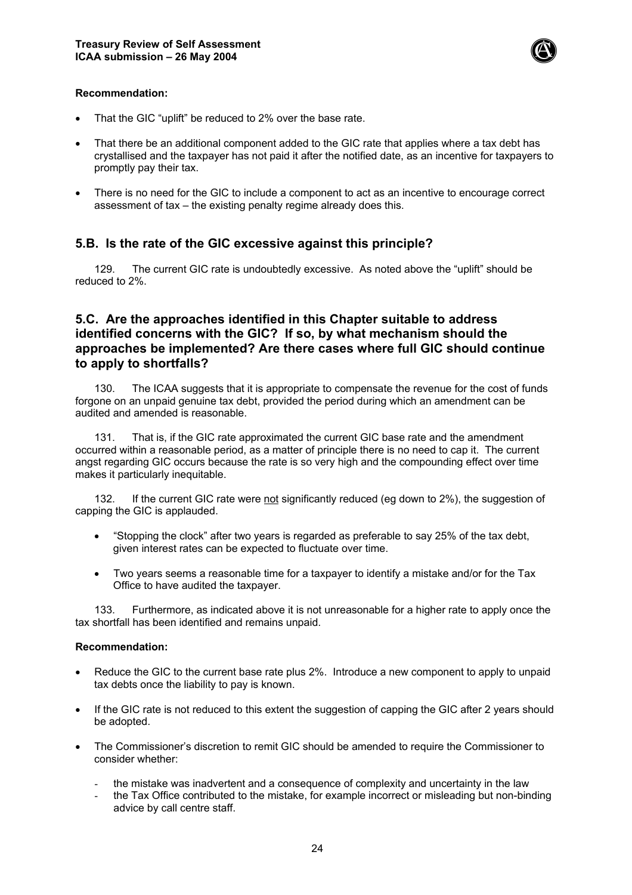**Recommendation:**

- That the GIC "uplift" be reduced to 2% over the base rate.
- That there be an additional component added to the GIC rate that applies where a tax debt has crystallised and the taxpayer has not paid it after the notified date, as an incentive for taxpayers to promptly pay their tax.
- There is no need for the GIC to include a component to act as an incentive to encourage correct assessment of tax – the existing penalty regime already does this.

## 5.B. Is the rate of the GIC excessive against this principle?

129. The current GIC rate is undoubtedly excessive. As noted above the "uplift" should be reduced to 2%.

## 5.C. Are the approaches identified in this Chapter suitable to address identified concerns with the GIC? If so, by what mechanism should the approaches be implemented? Are there cases where full GIC should continue to apply to shortfalls?

130. The ICAA suggests that it is appropriate to compensate the revenue for the cost of funds forgone on an unpaid genuine tax debt, provided the period during which an amendment can be audited and amended is reasonable.

131. That is, if the GIC rate approximated the current GIC base rate and the amendment occurred within a reasonable period, as a matter of principle there is no need to cap it. The current angst regarding GIC occurs because the rate is so very high and the compounding effect over time makes it particularly inequitable.

132. If the current GIC rate were <u>not</u> significantly reduced (eg down to 2%), the suggestion of capping the GIC is applauded.

- "Stopping the clock" after two years is regarded as preferable to say 25% of the tax debt, given interest rates can be expected to fluctuate over time.
- Two years seems a reasonable time for a taxpayer to identify a mistake and/or for the Tax Office to have audited the taxpayer.

133. Furthermore, as indicated above it is not unreasonable for a higher rate to apply once the tax shortfall has been identified and remains unpaid.

**Recommendation:**

- Reduce the GIC to the current base rate plus 2%. Introduce a new component to apply to unpaid tax debts once the liability to pay is known.
- If the GIC rate is not reduced to this extent the suggestion of capping the GIC after 2 years should be adopted.
- The Commissioner's discretion to remit GIC should be amended to require the Commissioner to consider whether:
  - the mistake was inadvertent and a consequence of complexity and uncertainty in the law
  - the Tax Office contributed to the mistake, for example incorrect or misleading but non-binding advice by call centre staff.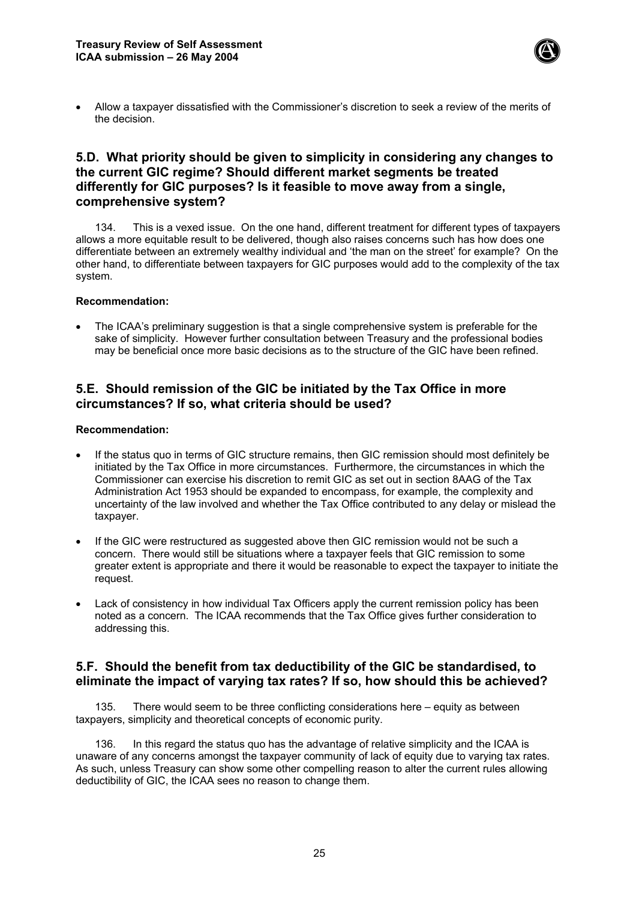- Allow a taxpayer dissatisfied with the Commissioner's discretion to seek a review of the merits of the decision.

## 5.D. What priority should be given to simplicity in considering any changes to the current GIC regime? Should different market segments be treated differently for GIC purposes? Is it feasible to move away from a single, comprehensive system?

134. This is a vexed issue. On the one hand, different treatment for different types of taxpayers allows a more equitable result to be delivered, though also raises concerns such has how does one differentiate between an extremely wealthy individual and 'the man on the street' for example? On the other hand, to differentiate between taxpayers for GIC purposes would add to the complexity of the tax system.

**Recommendation:**

- The ICAA's preliminary suggestion is that a single comprehensive system is preferable for the sake of simplicity. However further consultation between Treasury and the professional bodies may be beneficial once more basic decisions as to the structure of the GIC have been refined.

## 5.E. Should remission of the GIC be initiated by the Tax Office in more circumstances? If so, what criteria should be used?

**Recommendation:**

- If the status quo in terms of GIC structure remains, then GIC remission should most definitely be initiated by the Tax Office in more circumstances. Furthermore, the circumstances in which the Commissioner can exercise his discretion to remit GIC as set out in section 8AAG of the Tax Administration Act 1953 should be expanded to encompass, for example, the complexity and uncertainty of the law involved and whether the Tax Office contributed to any delay or mislead the taxpayer.
- If the GIC were restructured as suggested above then GIC remission would not be such a concern. There would still be situations where a taxpayer feels that GIC remission to some greater extent is appropriate and there it would be reasonable to expect the taxpayer to initiate the request.
- Lack of consistency in how individual Tax Officers apply the current remission policy has been noted as a concern. The ICAA recommends that the Tax Office gives further consideration to addressing this.

## 5.F. Should the benefit from tax deductibility of the GIC be standardised, to eliminate the impact of varying tax rates? If so, how should this be achieved?

135. There would seem to be three conflicting considerations here – equity as between taxpayers, simplicity and theoretical concepts of economic purity.

136. In this regard the status quo has the advantage of relative simplicity and the ICAA is unaware of any concerns amongst the taxpayer community of lack of equity due to varying tax rates. As such, unless Treasury can show some other compelling reason to alter the current rules allowing deductibility of GIC, the ICAA sees no reason to change them.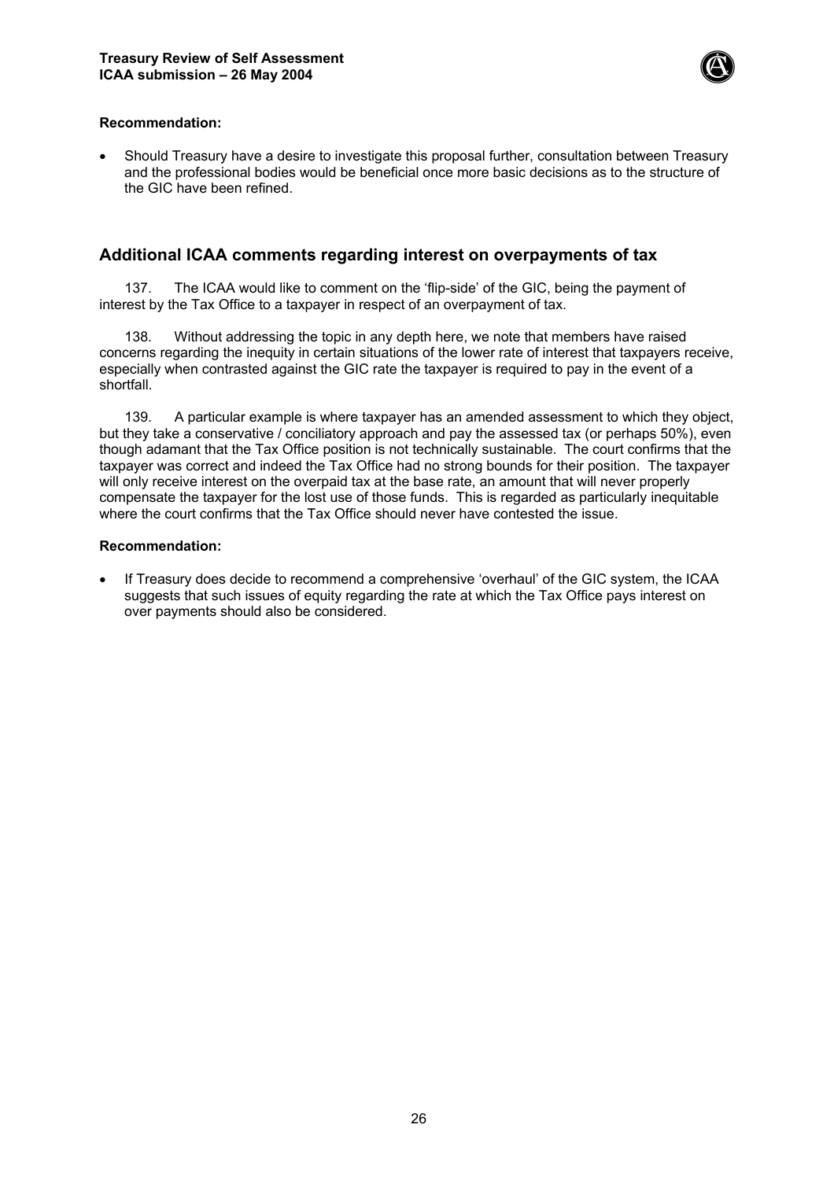**Recommendation:**

- Should Treasury have a desire to investigate this proposal further, consultation between Treasury and the professional bodies would be beneficial once more basic decisions as to the structure of the GIC have been refined.

## Additional ICAA comments regarding interest on overpayments of tax

137. The ICAA would like to comment on the 'flip-side' of the GIC, being the payment of interest by the Tax Office to a taxpayer in respect of an overpayment of tax.

138. Without addressing the topic in any depth here, we note that members have raised concerns regarding the inequity in certain situations of the lower rate of interest that taxpayers receive, especially when contrasted against the GIC rate the taxpayer is required to pay in the event of a shortfall.

139. A particular example is where taxpayer has an amended assessment to which they object, but they take a conservative / conciliatory approach and pay the assessed tax (or perhaps 50%), even though adamant that the Tax Office position is not technically sustainable. The court confirms that the taxpayer was correct and indeed the Tax Office had no strong bounds for their position. The taxpayer will only receive interest on the overpaid tax at the base rate, an amount that will never properly compensate the taxpayer for the lost use of those funds. This is regarded as particularly inequitable where the court confirms that the Tax Office should never have contested the issue.

**Recommendation:**

- If Treasury does decide to recommend a comprehensive 'overhaul' of the GIC system, the ICAA suggests that such issues of equity regarding the rate at which the Tax Office pays interest on over payments should also be considered.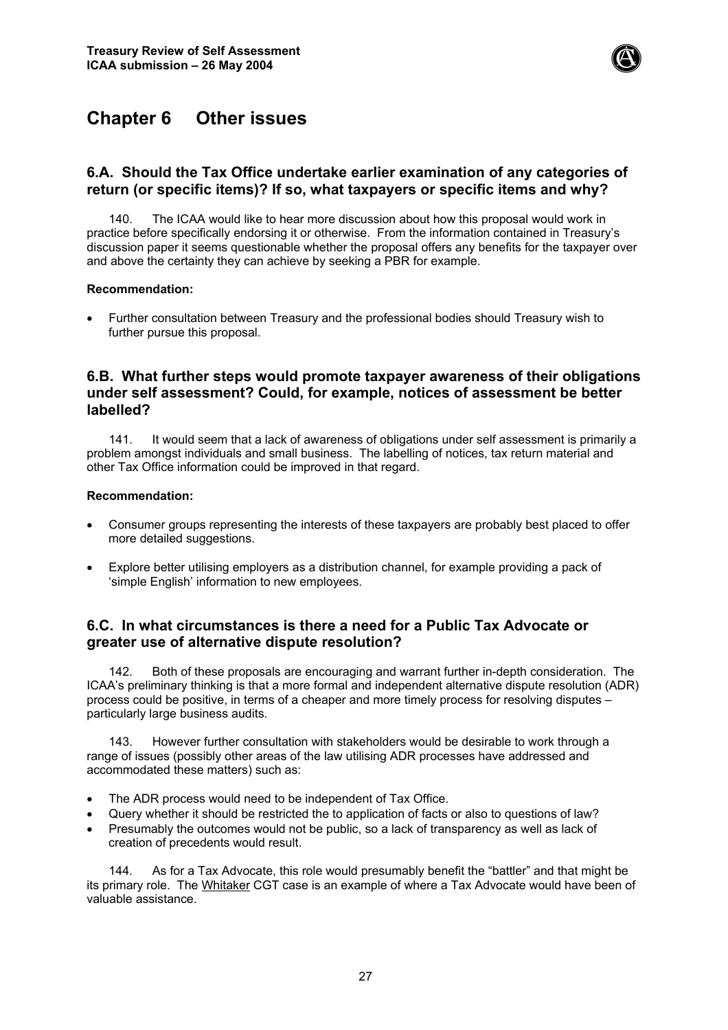# Chapter 6 Other issues

## 6.A. Should the Tax Office undertake earlier examination of any categories of return (or specific items)? If so, what taxpayers or specific items and why?

140. The ICAA would like to hear more discussion about how this proposal would work in practice before specifically endorsing it or otherwise. From the information contained in Treasury's discussion paper it seems questionable whether the proposal offers any benefits for the taxpayer over and above the certainty they can achieve by seeking a PBR for example.

**Recommendation:**

- Further consultation between Treasury and the professional bodies should Treasury wish to further pursue this proposal.

## 6.B. What further steps would promote taxpayer awareness of their obligations under self assessment? Could, for example, notices of assessment be better labelled?

141. It would seem that a lack of awareness of obligations under self assessment is primarily a problem amongst individuals and small business. The labelling of notices, tax return material and other Tax Office information could be improved in that regard.

**Recommendation:**

- Consumer groups representing the interests of these taxpayers are probably best placed to offer more detailed suggestions.
- Explore better utilising employers as a distribution channel, for example providing a pack of 'simple English' information to new employees.

## 6.C. In what circumstances is there a need for a Public Tax Advocate or greater use of alternative dispute resolution?

142. Both of these proposals are encouraging and warrant further in-depth consideration. The ICAA's preliminary thinking is that a more formal and independent alternative dispute resolution (ADR) process could be positive, in terms of a cheaper and more timely process for resolving disputes – particularly large business audits.

143. However further consultation with stakeholders would be desirable to work through a range of issues (possibly other areas of the law utilising ADR processes have addressed and accommodated these matters) such as:

- The ADR process would need to be independent of Tax Office.
- Query whether it should be restricted the to application of facts or also to questions of law?
- Presumably the outcomes would not be public, so a lack of transparency as well as lack of creation of precedents would result.

144. As for a Tax Advocate, this role would presumably benefit the "battler" and that might be its primary role. The Whitaker CGT case is an example of where a Tax Advocate would have been of valuable assistance.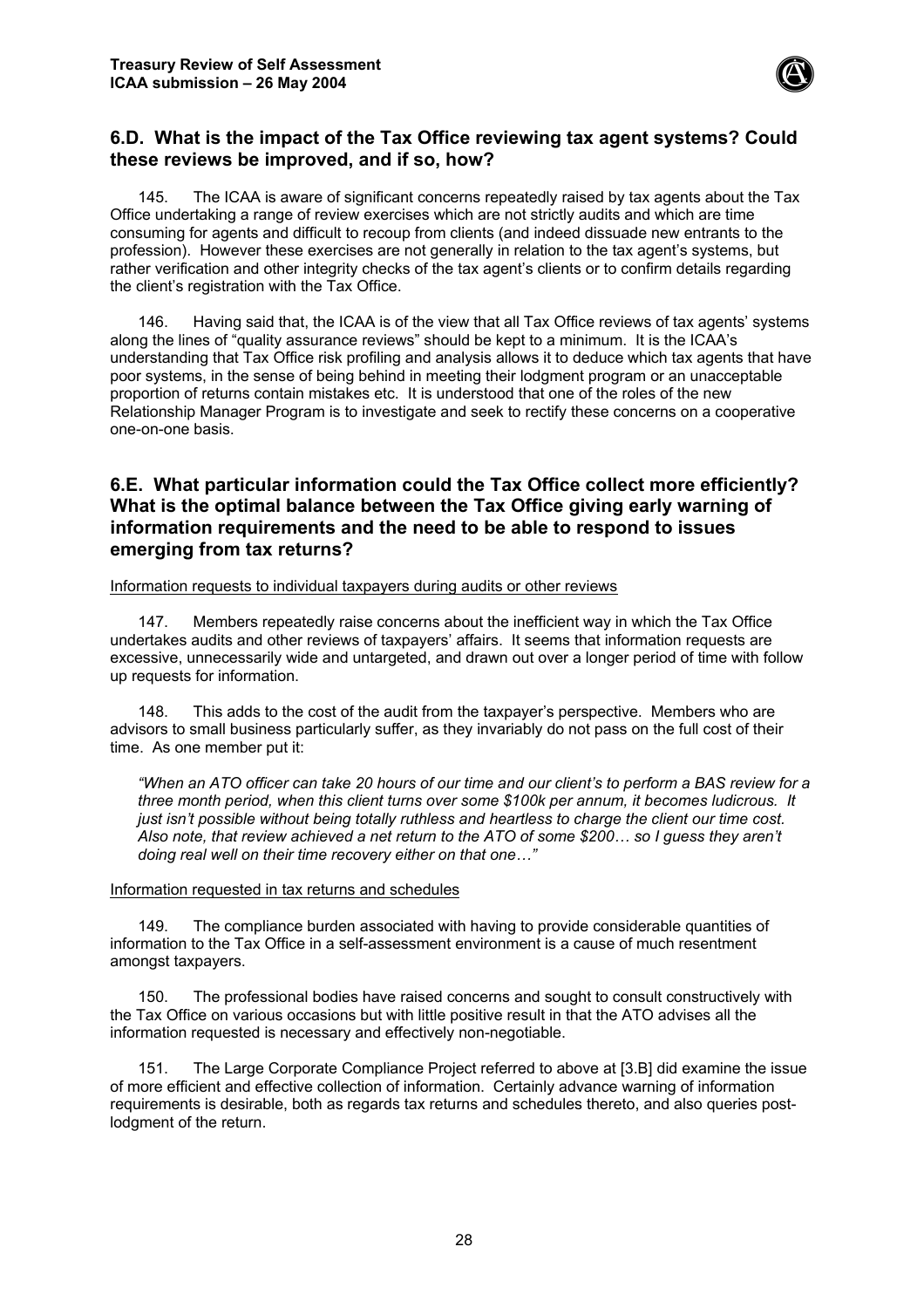## 6.D. What is the impact of the Tax Office reviewing tax agent systems? Could these reviews be improved, and if so, how?

145. The ICAA is aware of significant concerns repeatedly raised by tax agents about the Tax Office undertaking a range of review exercises which are not strictly audits and which are time consuming for agents and difficult to recoup from clients (and indeed dissuade new entrants to the profession). However these exercises are not generally in relation to the tax agent's systems, but rather verification and other integrity checks of the tax agent's clients or to confirm details regarding the client's registration with the Tax Office.

146. Having said that, the ICAA is of the view that all Tax Office reviews of tax agents' systems along the lines of "quality assurance reviews" should be kept to a minimum. It is the ICAA's understanding that Tax Office risk profiling and analysis allows it to deduce which tax agents that have poor systems, in the sense of being behind in meeting their lodgment program or an unacceptable proportion of returns contain mistakes etc. It is understood that one of the roles of the new Relationship Manager Program is to investigate and seek to rectify these concerns on a cooperative one-on-one basis.

## 6.E. What particular information could the Tax Office collect more efficiently? What is the optimal balance between the Tax Office giving early warning of information requirements and the need to be able to respond to issues emerging from tax returns?

<u>Information requests to individual taxpayers during audits or other reviews</u>

147. Members repeatedly raise concerns about the inefficient way in which the Tax Office undertakes audits and other reviews of taxpayers' affairs. It seems that information requests are excessive, unnecessarily wide and untargeted, and drawn out over a longer period of time with follow up requests for information.

148. This adds to the cost of the audit from the taxpayer's perspective. Members who are advisors to small business particularly suffer, as they invariably do not pass on the full cost of their time. As one member put it:

> *"When an ATO officer can take 20 hours of our time and our client's to perform a BAS review for a three month period, when this client turns over some $100k per annum, it becomes ludicrous. It just isn't possible without being totally ruthless and heartless to charge the client our time cost. Also note, that review achieved a net return to the ATO of some $200… so I guess they aren't doing real well on their time recovery either on that one…"*

<u>Information requested in tax returns and schedules</u>

149. The compliance burden associated with having to provide considerable quantities of information to the Tax Office in a self-assessment environment is a cause of much resentment amongst taxpayers.

150. The professional bodies have raised concerns and sought to consult constructively with the Tax Office on various occasions but with little positive result in that the ATO advises all the information requested is necessary and effectively non-negotiable.

151. The Large Corporate Compliance Project referred to above at [3.B] did examine the issue of more efficient and effective collection of information. Certainly advance warning of information requirements is desirable, both as regards tax returns and schedules thereto, and also queries post-lodgment of the return.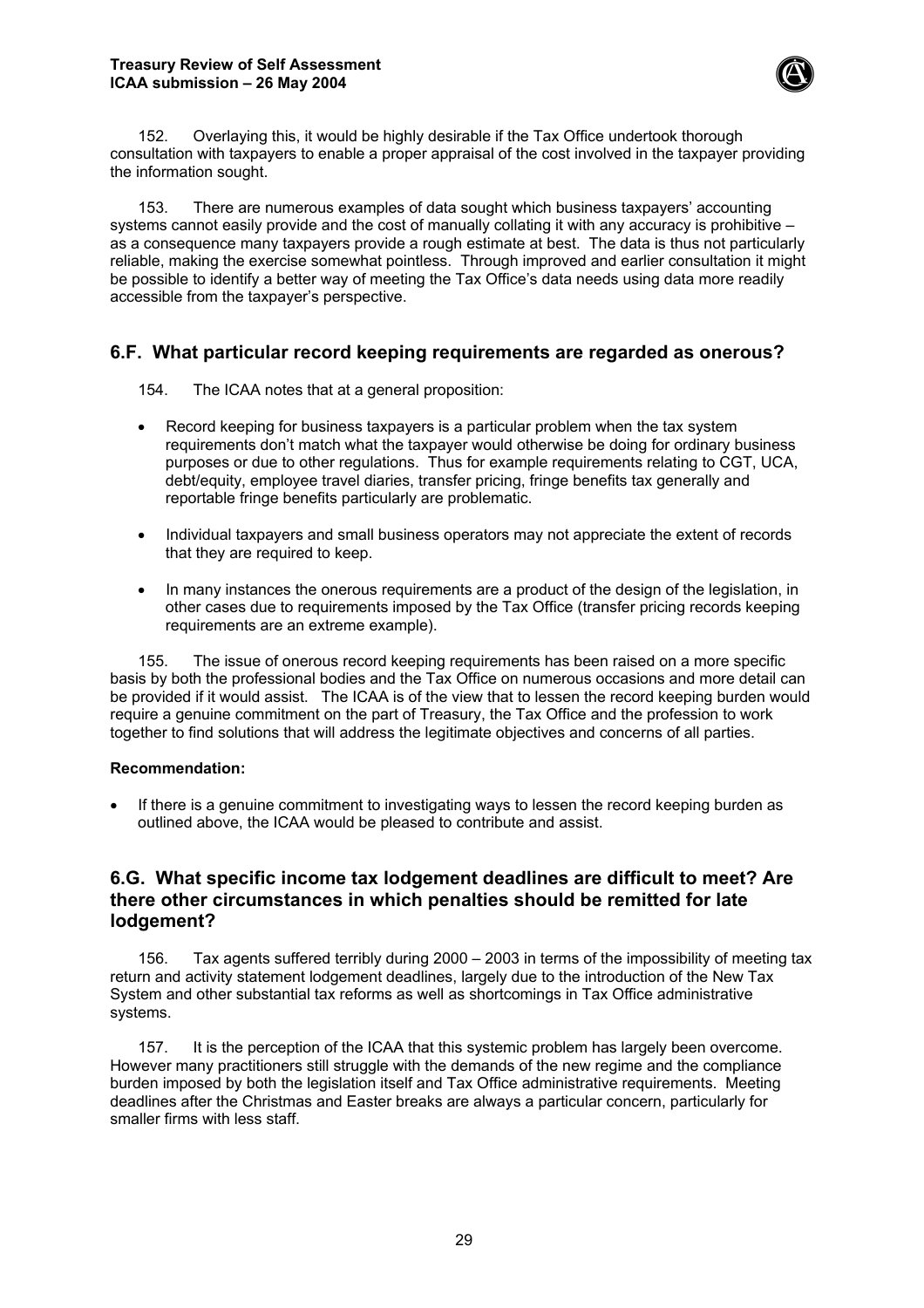152. Overlaying this, it would be highly desirable if the Tax Office undertook thorough consultation with taxpayers to enable a proper appraisal of the cost involved in the taxpayer providing the information sought.

153. There are numerous examples of data sought which business taxpayers' accounting systems cannot easily provide and the cost of manually collating it with any accuracy is prohibitive – as a consequence many taxpayers provide a rough estimate at best. The data is thus not particularly reliable, making the exercise somewhat pointless. Through improved and earlier consultation it might be possible to identify a better way of meeting the Tax Office's data needs using data more readily accessible from the taxpayer's perspective.

## 6.F. What particular record keeping requirements are regarded as onerous?

154. The ICAA notes that at a general proposition:

- Record keeping for business taxpayers is a particular problem when the tax system requirements don't match what the taxpayer would otherwise be doing for ordinary business purposes or due to other regulations. Thus for example requirements relating to CGT, UCA, debt/equity, employee travel diaries, transfer pricing, fringe benefits tax generally and reportable fringe benefits particularly are problematic.
- Individual taxpayers and small business operators may not appreciate the extent of records that they are required to keep.
- In many instances the onerous requirements are a product of the design of the legislation, in other cases due to requirements imposed by the Tax Office (transfer pricing records keeping requirements are an extreme example).

155. The issue of onerous record keeping requirements has been raised on a more specific basis by both the professional bodies and the Tax Office on numerous occasions and more detail can be provided if it would assist. The ICAA is of the view that to lessen the record keeping burden would require a genuine commitment on the part of Treasury, the Tax Office and the profession to work together to find solutions that will address the legitimate objectives and concerns of all parties.

**Recommendation:**

- If there is a genuine commitment to investigating ways to lessen the record keeping burden as outlined above, the ICAA would be pleased to contribute and assist.

## 6.G. What specific income tax lodgement deadlines are difficult to meet? Are there other circumstances in which penalties should be remitted for late lodgement?

156. Tax agents suffered terribly during 2000 – 2003 in terms of the impossibility of meeting tax return and activity statement lodgement deadlines, largely due to the introduction of the New Tax System and other substantial tax reforms as well as shortcomings in Tax Office administrative systems.

157. It is the perception of the ICAA that this systemic problem has largely been overcome. However many practitioners still struggle with the demands of the new regime and the compliance burden imposed by both the legislation itself and Tax Office administrative requirements. Meeting deadlines after the Christmas and Easter breaks are always a particular concern, particularly for smaller firms with less staff.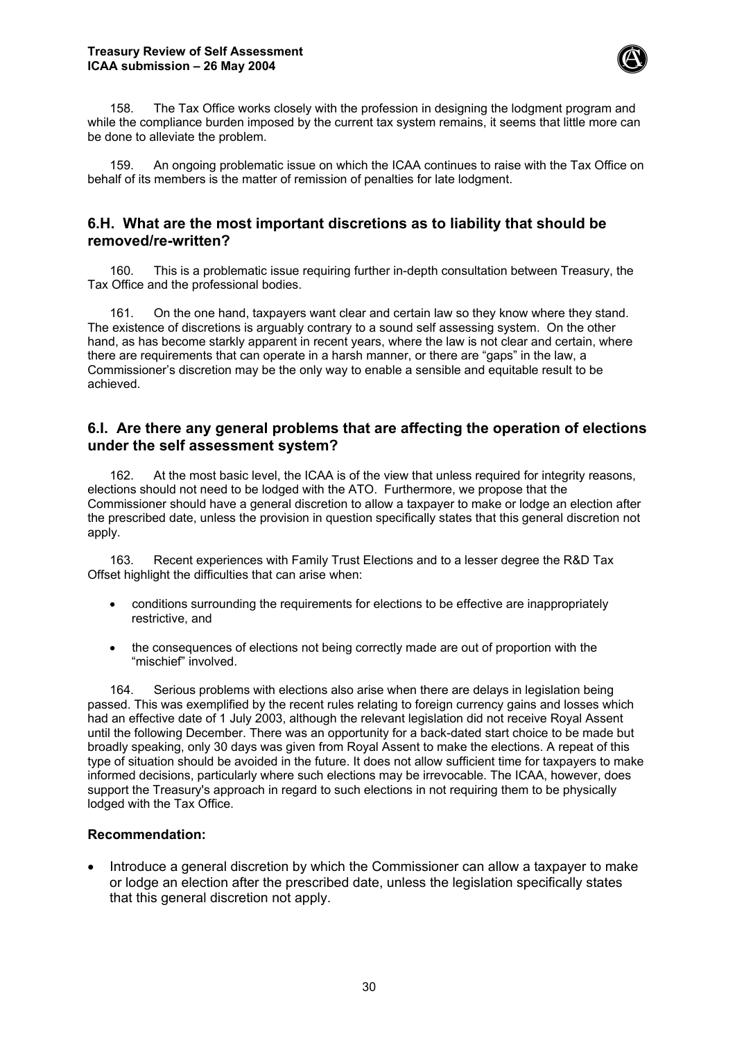158. The Tax Office works closely with the profession in designing the lodgment program and while the compliance burden imposed by the current tax system remains, it seems that little more can be done to alleviate the problem.

159. An ongoing problematic issue on which the ICAA continues to raise with the Tax Office on behalf of its members is the matter of remission of penalties for late lodgment.

## 6.H. What are the most important discretions as to liability that should be removed/re-written?

160. This is a problematic issue requiring further in-depth consultation between Treasury, the Tax Office and the professional bodies.

161. On the one hand, taxpayers want clear and certain law so they know where they stand. The existence of discretions is arguably contrary to a sound self assessing system. On the other hand, as has become starkly apparent in recent years, where the law is not clear and certain, where there are requirements that can operate in a harsh manner, or there are "gaps" in the law, a Commissioner's discretion may be the only way to enable a sensible and equitable result to be achieved.

## 6.I. Are there any general problems that are affecting the operation of elections under the self assessment system?

162. At the most basic level, the ICAA is of the view that unless required for integrity reasons, elections should not need to be lodged with the ATO. Furthermore, we propose that the Commissioner should have a general discretion to allow a taxpayer to make or lodge an election after the prescribed date, unless the provision in question specifically states that this general discretion not apply.

163. Recent experiences with Family Trust Elections and to a lesser degree the R&D Tax Offset highlight the difficulties that can arise when:

- conditions surrounding the requirements for elections to be effective are inappropriately restrictive, and
- the consequences of elections not being correctly made are out of proportion with the "mischief" involved.

164. Serious problems with elections also arise when there are delays in legislation being passed. This was exemplified by the recent rules relating to foreign currency gains and losses which had an effective date of 1 July 2003, although the relevant legislation did not receive Royal Assent until the following December. There was an opportunity for a back-dated start choice to be made but broadly speaking, only 30 days was given from Royal Assent to make the elections. A repeat of this type of situation should be avoided in the future. It does not allow sufficient time for taxpayers to make informed decisions, particularly where such elections may be irrevocable. The ICAA, however, does support the Treasury's approach in regard to such elections in not requiring them to be physically lodged with the Tax Office.

### Recommendation:

- Introduce a general discretion by which the Commissioner can allow a taxpayer to make or lodge an election after the prescribed date, unless the legislation specifically states that this general discretion not apply.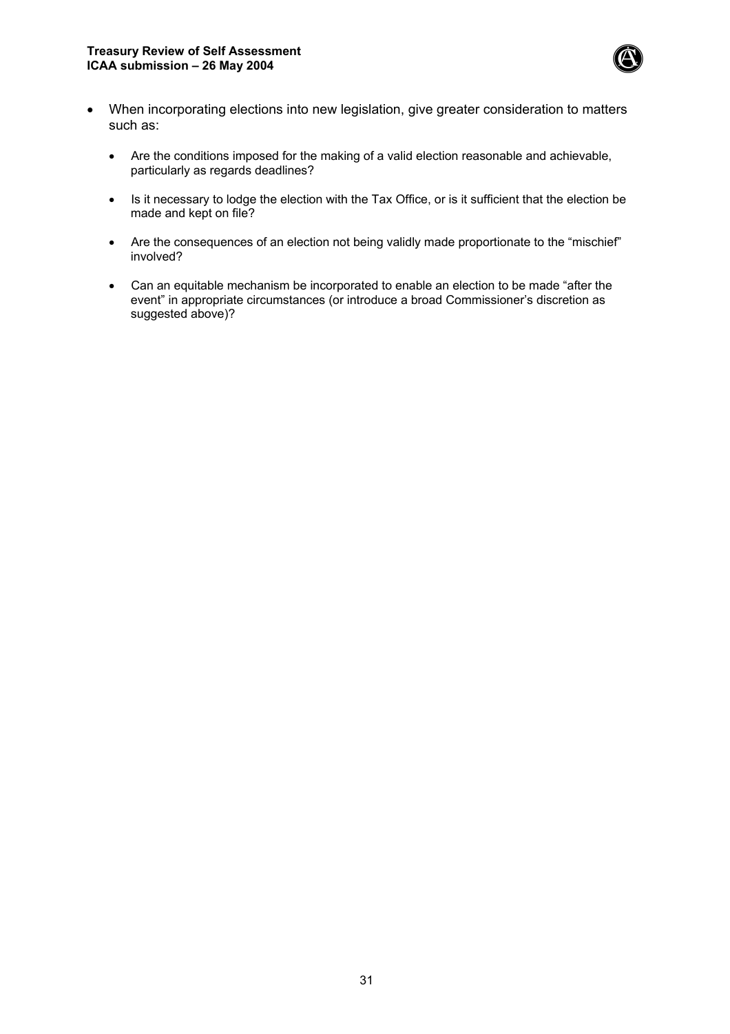- When incorporating elections into new legislation, give greater consideration to matters such as:
  - Are the conditions imposed for the making of a valid election reasonable and achievable, particularly as regards deadlines?
  - Is it necessary to lodge the election with the Tax Office, or is it sufficient that the election be made and kept on file?
  - Are the consequences of an election not being validly made proportionate to the “mischief” involved?
  - Can an equitable mechanism be incorporated to enable an election to be made “after the event” in appropriate circumstances (or introduce a broad Commissioner’s discretion as suggested above)?